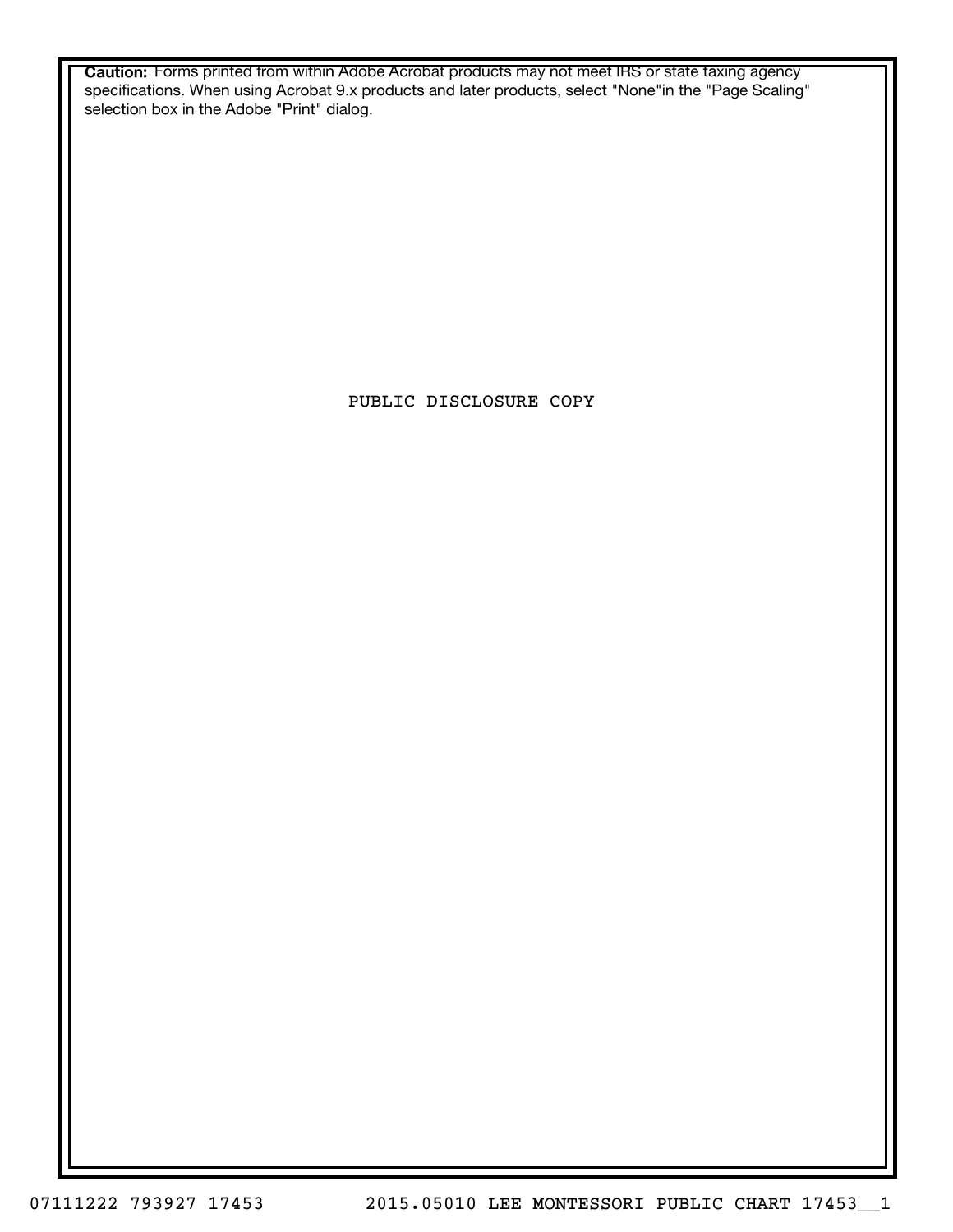**Caution:** Forms printed from within Adobe Acrobat products may not meet IRS or state taxing agency specifications. When using Acrobat 9.x products and later products, select "None"in the "Page Scaling" selection box in the Adobe "Print" dialog.

PUBLIC DISCLOSURE COPY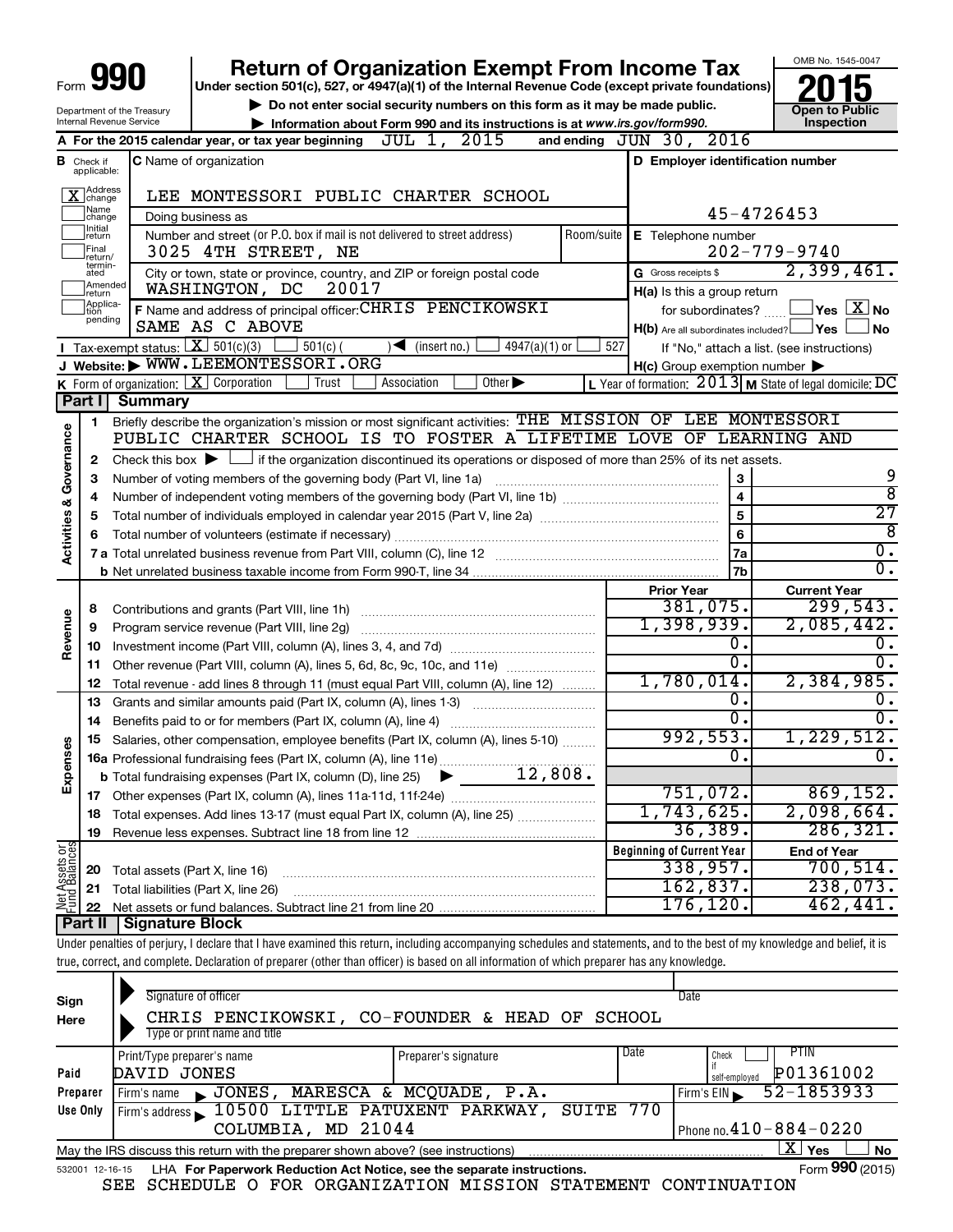# Form 990 — Return of Organization Exempt From Income Tax — 2015

Under section 501(c), 527, or 4947(a)(1) of the Internal Revenue Code (except private foundations)

▶ Do not enter social security numbers on this form as it may be made public.

▶ Information about Form 990 and its instructions is at www.irs.gov/form990.

OMB No. 1545-0047

Open to Public Inspection

Department of the Treasury
Internal Revenue Service

**A** For the 2015 calendar year, or tax year beginning JUL 1, 2015 and ending JUN 30, 2016

**B** Check if applicable:
- [X] Address change
- [ ] Name change
- [ ] Initial return
- [ ] Final return/terminated
- [ ] Amended return
- [ ] Application pending

**C** Name of organization: LEE MONTESSORI PUBLIC CHARTER SCHOOL

Doing business as

Number and street (or P.O. box if mail is not delivered to street address): 3025 4TH STREET, NE

City or town, state or province, country, and ZIP or foreign postal code: WASHINGTON, DC 20017

**D** Employer identification number: 45-4726453

**E** Telephone number: 202-779-9740

**G** Gross receipts $ 2,399,461.

**F** Name and address of principal officer: CHRIS PENCIKOWSKI
SAME AS C ABOVE

**H(a)** Is this a group return for subordinates? [ ] Yes [X] No

**H(b)** Are all subordinates included? [ ] Yes [ ] No
If "No," attach a list. (see instructions)

**H(c)** Group exemption number ▶

**I** Tax-exempt status: [X] 501(c)(3) [ ] 501(c) ( ) ◀ (insert no.) [ ] 4947(a)(1) or [ ] 527

**J** Website: ▶ WWW.LEEMONTESSORI.ORG

**K** Form of organization: [X] Corporation [ ] Trust [ ] Association [ ] Other ▶

**L** Year of formation: 2013 **M** State of legal domicile: DC

## Part I Summary

**Activities & Governance**

1. Briefly describe the organization's mission or most significant activities: THE MISSION OF LEE MONTESSORI PUBLIC CHARTER SCHOOL IS TO FOSTER A LIFETIME LOVE OF LEARNING AND
2. Check this box ▶ [ ] if the organization discontinued its operations or disposed of more than 25% of its net assets.

| | | | |
|---|---|---|---|
| 3 | Number of voting members of the governing body (Part VI, line 1a) | 3 | 9 |
| 4 | Number of independent voting members of the governing body (Part VI, line 1b) | 4 | 8 |
| 5 | Total number of individuals employed in calendar year 2015 (Part V, line 2a) | 5 | 27 |
| 6 | Total number of volunteers (estimate if necessary) | 6 | 8 |
| 7a | Total unrelated business revenue from Part VIII, column (C), line 12 | 7a | 0. |
| b | Net unrelated business taxable income from Form 990-T, line 34 | 7b | 0. |

| | | | Prior Year | Current Year |
|---|---|---|---|---|
| **Revenue** | 8 | Contributions and grants (Part VIII, line 1h) | 381,075. | 299,543. |
| | 9 | Program service revenue (Part VIII, line 2g) | 1,398,939. | 2,085,442. |
| | 10 | Investment income (Part VIII, column (A), lines 3, 4, and 7d) | 0. | 0. |
| | 11 | Other revenue (Part VIII, column (A), lines 5, 6d, 8c, 9c, 10c, and 11e) | 0. | 0. |
| | 12 | Total revenue - add lines 8 through 11 (must equal Part VIII, column (A), line 12) | 1,780,014. | 2,384,985. |
| **Expenses** | 13 | Grants and similar amounts paid (Part IX, column (A), lines 1-3) | 0. | 0. |
| | 14 | Benefits paid to or for members (Part IX, column (A), line 4) | 0. | 0. |
| | 15 | Salaries, other compensation, employee benefits (Part IX, column (A), lines 5-10) | 992,553. | 1,229,512. |
| | 16a | Professional fundraising fees (Part IX, column (A), line 11e) | 0. | 0. |
| | b | Total fundraising expenses (Part IX, column (D), line 25) ▶ 12,808. | | |
| | 17 | Other expenses (Part IX, column (A), lines 11a-11d, 11f-24e) | 751,072. | 869,152. |
| | 18 | Total expenses. Add lines 13-17 (must equal Part IX, column (A), line 25) | 1,743,625. | 2,098,664. |
| | 19 | Revenue less expenses. Subtract line 18 from line 12 | 36,389. | 286,321. |

| | | | Beginning of Current Year | End of Year |
|---|---|---|---|---|
| **Net Assets or Fund Balances** | 20 | Total assets (Part X, line 16) | 338,957. | 700,514. |
| | 21 | Total liabilities (Part X, line 26) | 162,837. | 238,073. |
| | 22 | Net assets or fund balances. Subtract line 21 from line 20 | 176,120. | 462,441. |

## Part II Signature Block

Under penalties of perjury, I declare that I have examined this return, including accompanying schedules and statements, and to the best of my knowledge and belief, it is true, correct, and complete. Declaration of preparer (other than officer) is based on all information of which preparer has any knowledge.

**Sign Here**

Signature of officer | Date

CHRIS PENCIKOWSKI, CO-FOUNDER & HEAD OF SCHOOL
Type or print name and title

**Paid Preparer Use Only**

| Print/Type preparer's name | Preparer's signature | Date | Check [ ] if self-employed | PTIN |
|---|---|---|---|---|
| DAVID JONES | | | | P01361002 |

Firm's name ▶ JONES, MARESCA & MCQUADE, P.A. — Firm's EIN ▶ 52-1853933

Firm's address ▶ 10500 LITTLE PATUXENT PARKWAY, SUITE 770, COLUMBIA, MD 21044 — Phone no. 410-884-0220

May the IRS discuss this return with the preparer shown above? (see instructions) [X] Yes [ ] No

532001 12-16-15 LHA For Paperwork Reduction Act Notice, see the separate instructions. Form 990 (2015)

SEE SCHEDULE O FOR ORGANIZATION MISSION STATEMENT CONTINUATION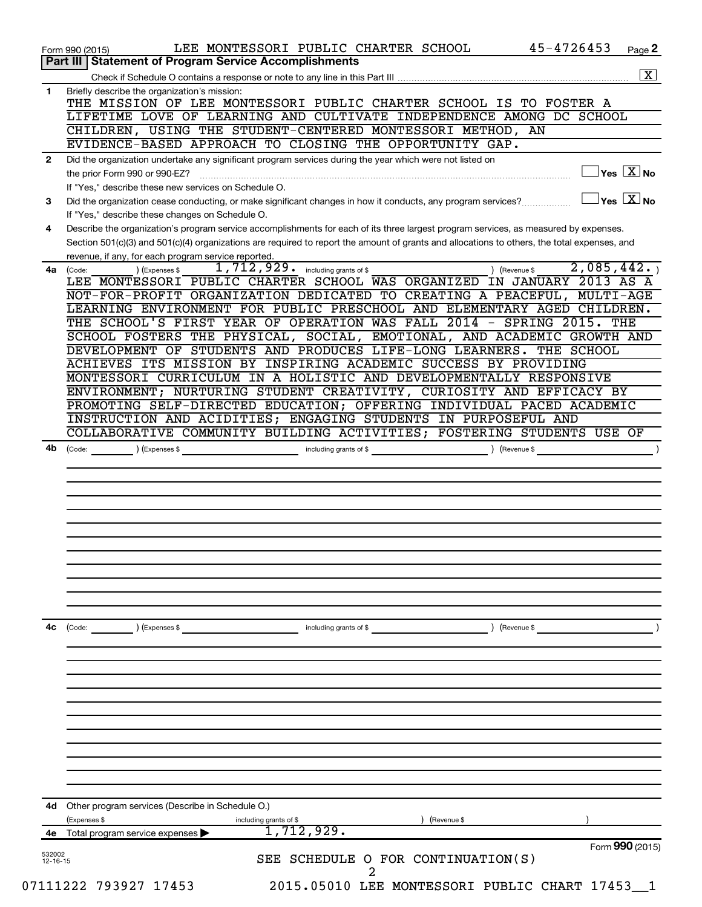Form 990 (2015) LEE MONTESSORI PUBLIC CHARTER SCHOOL 45-4726453 Page 2

## Part III Statement of Program Service Accomplishments

Check if Schedule O contains a response or note to any line in this Part III ..... [X]

**1** Briefly describe the organization's mission:

THE MISSION OF LEE MONTESSORI PUBLIC CHARTER SCHOOL IS TO FOSTER A LIFETIME LOVE OF LEARNING AND CULTIVATE INDEPENDENCE AMONG DC SCHOOL CHILDREN, USING THE STUDENT-CENTERED MONTESSORI METHOD, AN EVIDENCE-BASED APPROACH TO CLOSING THE OPPORTUNITY GAP.

**2** Did the organization undertake any significant program services during the year which were not listed on the prior Form 990 or 990-EZ? ..... [ ] Yes [X] No

If "Yes," describe these new services on Schedule O.

**3** Did the organization cease conducting, or make significant changes in how it conducts, any program services? ..... [ ] Yes [X] No

If "Yes," describe these changes on Schedule O.

**4** Describe the organization's program service accomplishments for each of its three largest program services, as measured by expenses. Section 501(c)(3) and 501(c)(4) organizations are required to report the amount of grants and allocations to others, the total expenses, and revenue, if any, for each program service reported.

**4a** (Code: ) (Expenses $ 1,712,929. including grants of $ ) (Revenue $ 2,085,442. )

LEE MONTESSORI PUBLIC CHARTER SCHOOL WAS ORGANIZED IN JANUARY 2013 AS A NOT-FOR-PROFIT ORGANIZATION DEDICATED TO CREATING A PEACEFUL, MULTI-AGE LEARNING ENVIRONMENT FOR PUBLIC PRESCHOOL AND ELEMENTARY AGED CHILDREN. THE SCHOOL'S FIRST YEAR OF OPERATION WAS FALL 2014 - SPRING 2015. THE SCHOOL FOSTERS THE PHYSICAL, SOCIAL, EMOTIONAL, AND ACADEMIC GROWTH AND DEVELOPMENT OF STUDENTS AND PRODUCES LIFE-LONG LEARNERS. THE SCHOOL ACHIEVES ITS MISSION BY INSPIRING ACADEMIC SUCCESS BY PROVIDING MONTESSORI CURRICULUM IN A HOLISTIC AND DEVELOPMENTALLY RESPONSIVE ENVIRONMENT; NURTURING STUDENT CREATIVITY, CURIOSITY AND EFFICACY BY PROMOTING SELF-DIRECTED EDUCATION; OFFERING INDIVIDUAL PACED ACADEMIC INSTRUCTION AND ACIDITIES; ENGAGING STUDENTS IN PURPOSEFUL AND COLLABORATIVE COMMUNITY BUILDING ACTIVITIES; FOSTERING STUDENTS USE OF

**4b** (Code: ) (Expenses $ including grants of $ ) (Revenue $ )

**4c** (Code: ) (Expenses $ including grants of $ ) (Revenue $ )

**4d** Other program services (Describe in Schedule O.)

(Expenses $ including grants of $ ) (Revenue $ )

**4e** Total program service expenses ▶ 1,712,929.

SEE SCHEDULE O FOR CONTINUATION(S)

Form **990** (2015)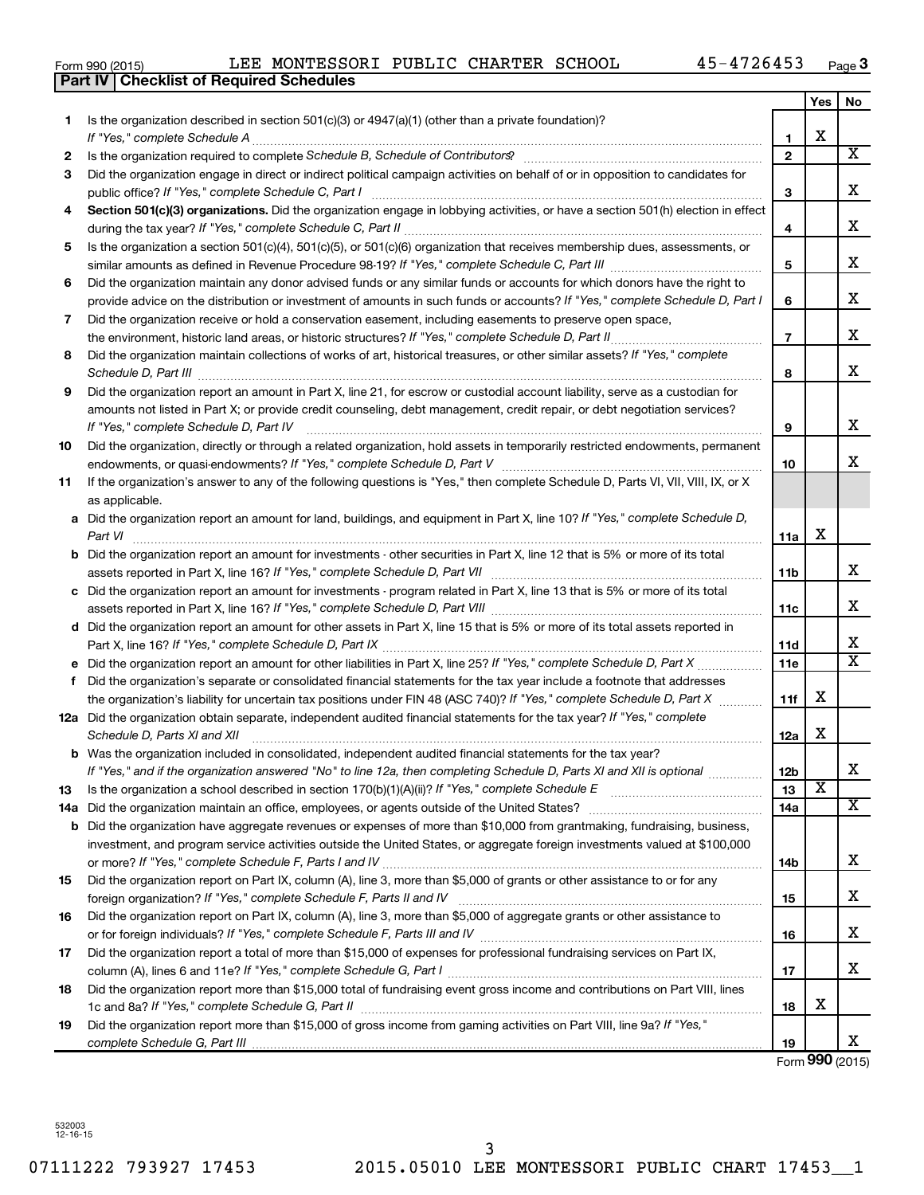Form 990 (2015) LEE MONTESSORI PUBLIC CHARTER SCHOOL 45-4726453 Page 3

**Part IV | Checklist of Required Schedules**

| | | | Yes | No |
|---|---|---|---|---|
| 1 | Is the organization described in section 501(c)(3) or 4947(a)(1) (other than a private foundation)? *If "Yes," complete Schedule A* | 1 | X | |
| 2 | Is the organization required to complete *Schedule B, Schedule of Contributors*? | 2 | | X |
| 3 | Did the organization engage in direct or indirect political campaign activities on behalf of or in opposition to candidates for public office? *If "Yes," complete Schedule C, Part I* | 3 | | X |
| 4 | **Section 501(c)(3) organizations.** Did the organization engage in lobbying activities, or have a section 501(h) election in effect during the tax year? *If "Yes," complete Schedule C, Part II* | 4 | | X |
| 5 | Is the organization a section 501(c)(4), 501(c)(5), or 501(c)(6) organization that receives membership dues, assessments, or similar amounts as defined in Revenue Procedure 98-19? *If "Yes," complete Schedule C, Part III* | 5 | | X |
| 6 | Did the organization maintain any donor advised funds or any similar funds or accounts for which donors have the right to provide advice on the distribution or investment of amounts in such funds or accounts? *If "Yes," complete Schedule D, Part I* | 6 | | X |
| 7 | Did the organization receive or hold a conservation easement, including easements to preserve open space, the environment, historic land areas, or historic structures? *If "Yes," complete Schedule D, Part II* | 7 | | X |
| 8 | Did the organization maintain collections of works of art, historical treasures, or other similar assets? *If "Yes," complete Schedule D, Part III* | 8 | | X |
| 9 | Did the organization report an amount in Part X, line 21, for escrow or custodial account liability, serve as a custodian for amounts not listed in Part X; or provide credit counseling, debt management, credit repair, or debt negotiation services? *If "Yes," complete Schedule D, Part IV* | 9 | | X |
| 10 | Did the organization, directly or through a related organization, hold assets in temporarily restricted endowments, permanent endowments, or quasi-endowments? *If "Yes," complete Schedule D, Part V* | 10 | | X |
| 11 | If the organization's answer to any of the following questions is "Yes," then complete Schedule D, Parts VI, VII, VIII, IX, or X as applicable. | | | |
| a | Did the organization report an amount for land, buildings, and equipment in Part X, line 10? *If "Yes," complete Schedule D, Part VI* | 11a | X | |
| b | Did the organization report an amount for investments - other securities in Part X, line 12 that is 5% or more of its total assets reported in Part X, line 16? *If "Yes," complete Schedule D, Part VII* | 11b | | X |
| c | Did the organization report an amount for investments - program related in Part X, line 13 that is 5% or more of its total assets reported in Part X, line 16? *If "Yes," complete Schedule D, Part VIII* | 11c | | X |
| d | Did the organization report an amount for other assets in Part X, line 15 that is 5% or more of its total assets reported in Part X, line 16? *If "Yes," complete Schedule D, Part IX* | 11d | | X |
| e | Did the organization report an amount for other liabilities in Part X, line 25? *If "Yes," complete Schedule D, Part X* | 11e | | X |
| f | Did the organization's separate or consolidated financial statements for the tax year include a footnote that addresses the organization's liability for uncertain tax positions under FIN 48 (ASC 740)? *If "Yes," complete Schedule D, Part X* | 11f | X | |
| 12a | Did the organization obtain separate, independent audited financial statements for the tax year? *If "Yes," complete Schedule D, Parts XI and XII* | 12a | X | |
| b | Was the organization included in consolidated, independent audited financial statements for the tax year? *If "Yes," and if the organization answered "No" to line 12a, then completing Schedule D, Parts XI and XII is optional* | 12b | | X |
| 13 | Is the organization a school described in section 170(b)(1)(A)(ii)? *If "Yes," complete Schedule E* | 13 | X | |
| 14a | Did the organization maintain an office, employees, or agents outside of the United States? | 14a | | X |
| b | Did the organization have aggregate revenues or expenses of more than $10,000 from grantmaking, fundraising, business, investment, and program service activities outside the United States, or aggregate foreign investments valued at $100,000 or more? *If "Yes," complete Schedule F, Parts I and IV* | 14b | | X |
| 15 | Did the organization report on Part IX, column (A), line 3, more than $5,000 of grants or other assistance to or for any foreign organization? *If "Yes," complete Schedule F, Parts II and IV* | 15 | | X |
| 16 | Did the organization report on Part IX, column (A), line 3, more than $5,000 of aggregate grants or other assistance to or for foreign individuals? *If "Yes," complete Schedule F, Parts III and IV* | 16 | | X |
| 17 | Did the organization report a total of more than $15,000 of expenses for professional fundraising services on Part IX, column (A), lines 6 and 11e? *If "Yes," complete Schedule G, Part I* | 17 | | X |
| 18 | Did the organization report more than $15,000 total of fundraising event gross income and contributions on Part VIII, lines 1c and 8a? *If "Yes," complete Schedule G, Part II* | 18 | X | |
| 19 | Did the organization report more than $15,000 of gross income from gaming activities on Part VIII, line 9a? *If "Yes," complete Schedule G, Part III* | 19 | | X |

Form **990** (2015)

532003 12-16-15

07111222 793927 17453 2015.05010 LEE MONTESSORI PUBLIC CHART 17453__1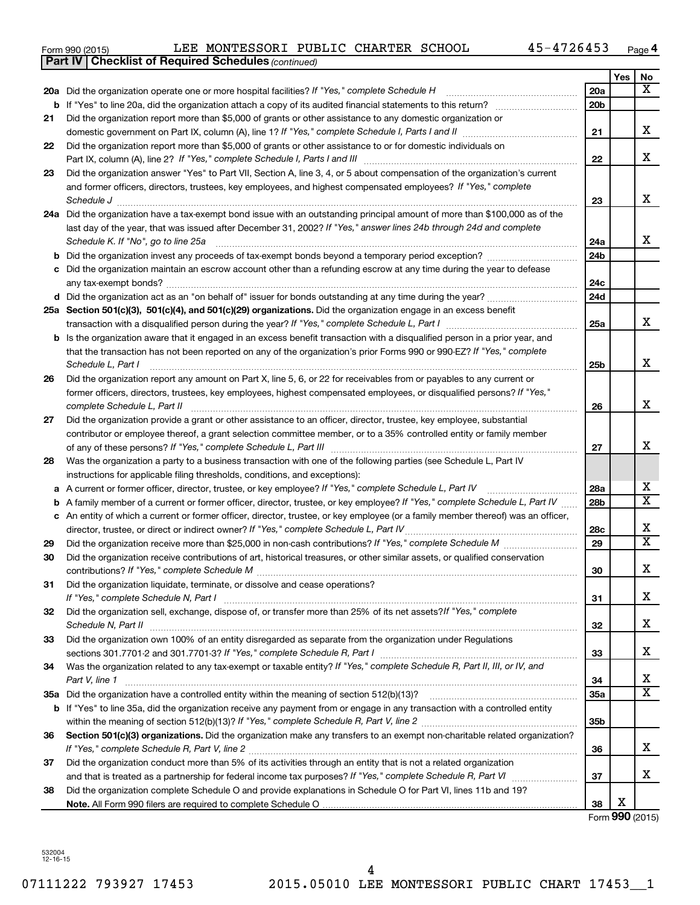Form 990 (2015) LEE MONTESSORI PUBLIC CHARTER SCHOOL 45-4726453 Page 4

**Part IV | Checklist of Required Schedules** *(continued)*

| | | | Yes | No |
|---|---|---|---|---|
| 20a | Did the organization operate one or more hospital facilities? *If "Yes," complete Schedule H* | 20a | | X |
| b | If "Yes" to line 20a, did the organization attach a copy of its audited financial statements to this return? | 20b | | |
| 21 | Did the organization report more than $5,000 of grants or other assistance to any domestic organization or domestic government on Part IX, column (A), line 1? *If "Yes," complete Schedule I, Parts I and II* | 21 | | X |
| 22 | Did the organization report more than $5,000 of grants or other assistance to or for domestic individuals on Part IX, column (A), line 2? *If "Yes," complete Schedule I, Parts I and III* | 22 | | X |
| 23 | Did the organization answer "Yes" to Part VII, Section A, line 3, 4, or 5 about compensation of the organization's current and former officers, directors, trustees, key employees, and highest compensated employees? *If "Yes," complete Schedule J* | 23 | | X |
| 24a | Did the organization have a tax-exempt bond issue with an outstanding principal amount of more than $100,000 as of the last day of the year, that was issued after December 31, 2002? *If "Yes," answer lines 24b through 24d and complete Schedule K. If "No", go to line 25a* | 24a | | X |
| b | Did the organization invest any proceeds of tax-exempt bonds beyond a temporary period exception? | 24b | | |
| c | Did the organization maintain an escrow account other than a refunding escrow at any time during the year to defease any tax-exempt bonds? | 24c | | |
| d | Did the organization act as an "on behalf of" issuer for bonds outstanding at any time during the year? | 24d | | |
| 25a | **Section 501(c)(3), 501(c)(4), and 501(c)(29) organizations.** Did the organization engage in an excess benefit transaction with a disqualified person during the year? *If "Yes," complete Schedule L, Part I* | 25a | | X |
| b | Is the organization aware that it engaged in an excess benefit transaction with a disqualified person in a prior year, and that the transaction has not been reported on any of the organization's prior Forms 990 or 990-EZ? *If "Yes," complete Schedule L, Part I* | 25b | | X |
| 26 | Did the organization report any amount on Part X, line 5, 6, or 22 for receivables from or payables to any current or former officers, directors, trustees, key employees, highest compensated employees, or disqualified persons? *If "Yes," complete Schedule L, Part II* | 26 | | X |
| 27 | Did the organization provide a grant or other assistance to an officer, director, trustee, key employee, substantial contributor or employee thereof, a grant selection committee member, or to a 35% controlled entity or family member of any of these persons? *If "Yes," complete Schedule L, Part III* | 27 | | X |
| 28 | Was the organization a party to a business transaction with one of the following parties (see Schedule L, Part IV instructions for applicable filing thresholds, conditions, and exceptions): | | | |
| a | A current or former officer, director, trustee, or key employee? *If "Yes," complete Schedule L, Part IV* | 28a | | X |
| b | A family member of a current or former officer, director, trustee, or key employee? *If "Yes," complete Schedule L, Part IV* | 28b | | X |
| c | An entity of which a current or former officer, director, trustee, or key employee (or a family member thereof) was an officer, director, trustee, or direct or indirect owner? *If "Yes," complete Schedule L, Part IV* | 28c | | X |
| 29 | Did the organization receive more than $25,000 in non-cash contributions? *If "Yes," complete Schedule M* | 29 | | X |
| 30 | Did the organization receive contributions of art, historical treasures, or other similar assets, or qualified conservation contributions? *If "Yes," complete Schedule M* | 30 | | X |
| 31 | Did the organization liquidate, terminate, or dissolve and cease operations? *If "Yes," complete Schedule N, Part I* | 31 | | X |
| 32 | Did the organization sell, exchange, dispose of, or transfer more than 25% of its net assets? *If "Yes," complete Schedule N, Part II* | 32 | | X |
| 33 | Did the organization own 100% of an entity disregarded as separate from the organization under Regulations sections 301.7701-2 and 301.7701-3? *If "Yes," complete Schedule R, Part I* | 33 | | X |
| 34 | Was the organization related to any tax-exempt or taxable entity? *If "Yes," complete Schedule R, Part II, III, or IV, and Part V, line 1* | 34 | | X |
| 35a | Did the organization have a controlled entity within the meaning of section 512(b)(13)? | 35a | | X |
| b | If "Yes" to line 35a, did the organization receive any payment from or engage in any transaction with a controlled entity within the meaning of section 512(b)(13)? *If "Yes," complete Schedule R, Part V, line 2* | 35b | | |
| 36 | **Section 501(c)(3) organizations.** Did the organization make any transfers to an exempt non-charitable related organization? *If "Yes," complete Schedule R, Part V, line 2* | 36 | | X |
| 37 | Did the organization conduct more than 5% of its activities through an entity that is not a related organization and that is treated as a partnership for federal income tax purposes? *If "Yes," complete Schedule R, Part VI* | 37 | | X |
| 38 | Did the organization complete Schedule O and provide explanations in Schedule O for Part VI, lines 11b and 19? **Note.** All Form 990 filers are required to complete Schedule O | 38 | X | |

Form **990** (2015)

532004 12-16-15

07111222 793927 17453 2015.05010 LEE MONTESSORI PUBLIC CHART 17453__1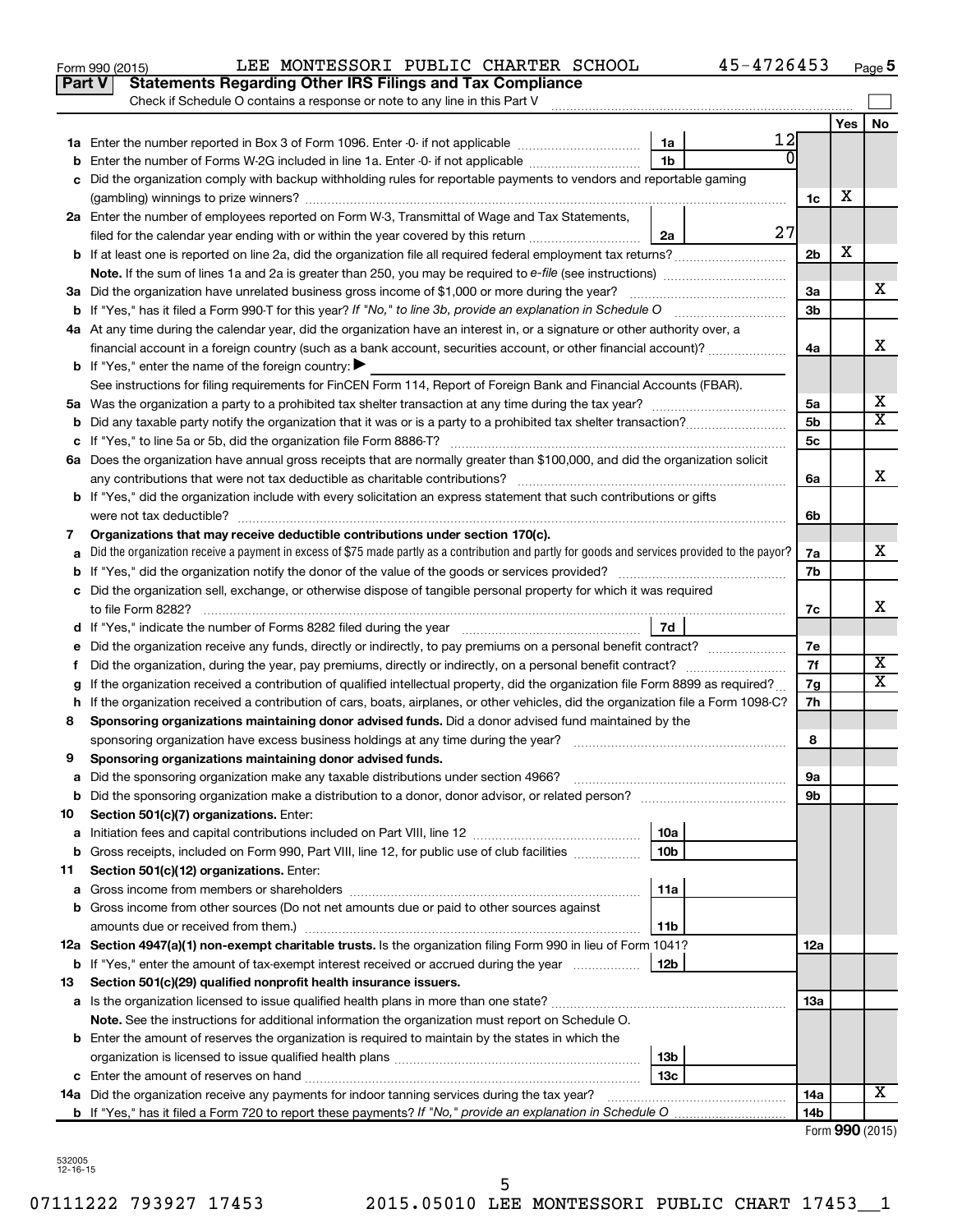Form 990 (2015) LEE MONTESSORI PUBLIC CHARTER SCHOOL 45-4726453 Page 5

## Part V Statements Regarding Other IRS Filings and Tax Compliance

Check if Schedule O contains a response or note to any line in this Part V

| | | | | | Yes | No |
|---|---|---|---|---|---|---|
| 1a | Enter the number reported in Box 3 of Form 1096. Enter -0- if not applicable | 1a | 12 | | | |
| b | Enter the number of Forms W-2G included in line 1a. Enter -0- if not applicable | 1b | 0 | | | |
| c | Did the organization comply with backup withholding rules for reportable payments to vendors and reportable gaming (gambling) winnings to prize winners? | | | 1c | X | |
| 2a | Enter the number of employees reported on Form W-3, Transmittal of Wage and Tax Statements, filed for the calendar year ending with or within the year covered by this return | 2a | 27 | | | |
| b | If at least one is reported on line 2a, did the organization file all required federal employment tax returns? | | | 2b | X | |
| | **Note.** If the sum of lines 1a and 2a is greater than 250, you may be required to *e-file* (see instructions) | | | | | |
| 3a | Did the organization have unrelated business gross income of $1,000 or more during the year? | | | 3a | | X |
| b | If "Yes," has it filed a Form 990-T for this year? *If "No," to line 3b, provide an explanation in Schedule O* | | | 3b | | |
| 4a | At any time during the calendar year, did the organization have an interest in, or a signature or other authority over, a financial account in a foreign country (such as a bank account, securities account, or other financial account)? | | | 4a | | X |
| b | If "Yes," enter the name of the foreign country: ▶ | | | | | |
| | See instructions for filing requirements for FinCEN Form 114, Report of Foreign Bank and Financial Accounts (FBAR). | | | | | |
| 5a | Was the organization a party to a prohibited tax shelter transaction at any time during the tax year? | | | 5a | | X |
| b | Did any taxable party notify the organization that it was or is a party to a prohibited tax shelter transaction? | | | 5b | | X |
| c | If "Yes," to line 5a or 5b, did the organization file Form 8886-T? | | | 5c | | |
| 6a | Does the organization have annual gross receipts that are normally greater than $100,000, and did the organization solicit any contributions that were not tax deductible as charitable contributions? | | | 6a | | X |
| b | If "Yes," did the organization include with every solicitation an express statement that such contributions or gifts were not tax deductible? | | | 6b | | |
| 7 | **Organizations that may receive deductible contributions under section 170(c).** | | | | | |
| a | Did the organization receive a payment in excess of $75 made partly as a contribution and partly for goods and services provided to the payor? | | | 7a | | X |
| b | If "Yes," did the organization notify the donor of the value of the goods or services provided? | | | 7b | | |
| c | Did the organization sell, exchange, or otherwise dispose of tangible personal property for which it was required to file Form 8282? | | | 7c | | X |
| d | If "Yes," indicate the number of Forms 8282 filed during the year | 7d | | | | |
| e | Did the organization receive any funds, directly or indirectly, to pay premiums on a personal benefit contract? | | | 7e | | |
| f | Did the organization, during the year, pay premiums, directly or indirectly, on a personal benefit contract? | | | 7f | | X |
| g | If the organization received a contribution of qualified intellectual property, did the organization file Form 8899 as required? | | | 7g | | X |
| h | If the organization received a contribution of cars, boats, airplanes, or other vehicles, did the organization file a Form 1098-C? | | | 7h | | |
| 8 | **Sponsoring organizations maintaining donor advised funds.** Did a donor advised fund maintained by the sponsoring organization have excess business holdings at any time during the year? | | | 8 | | |
| 9 | **Sponsoring organizations maintaining donor advised funds.** | | | | | |
| a | Did the sponsoring organization make any taxable distributions under section 4966? | | | 9a | | |
| b | Did the sponsoring organization make a distribution to a donor, donor advisor, or related person? | | | 9b | | |
| 10 | **Section 501(c)(7) organizations.** Enter: | | | | | |
| a | Initiation fees and capital contributions included on Part VIII, line 12 | 10a | | | | |
| b | Gross receipts, included on Form 990, Part VIII, line 12, for public use of club facilities | 10b | | | | |
| 11 | **Section 501(c)(12) organizations.** Enter: | | | | | |
| a | Gross income from members or shareholders | 11a | | | | |
| b | Gross income from other sources (Do not net amounts due or paid to other sources against amounts due or received from them.) | 11b | | | | |
| 12a | **Section 4947(a)(1) non-exempt charitable trusts.** Is the organization filing Form 990 in lieu of Form 1041? | | | 12a | | |
| b | If "Yes," enter the amount of tax-exempt interest received or accrued during the year | 12b | | | | |
| 13 | **Section 501(c)(29) qualified nonprofit health insurance issuers.** | | | | | |
| a | Is the organization licensed to issue qualified health plans in more than one state? | | | 13a | | |
| | **Note.** See the instructions for additional information the organization must report on Schedule O. | | | | | |
| b | Enter the amount of reserves the organization is required to maintain by the states in which the organization is licensed to issue qualified health plans | 13b | | | | |
| c | Enter the amount of reserves on hand | 13c | | | | |
| 14a | Did the organization receive any payments for indoor tanning services during the tax year? | | | 14a | | X |
| b | If "Yes," has it filed a Form 720 to report these payments? *If "No," provide an explanation in Schedule O* | | | 14b | | |

Form **990** (2015)

532005 12-16-15

07111222 793927 17453 2015.05010 LEE MONTESSORI PUBLIC CHART 17453__1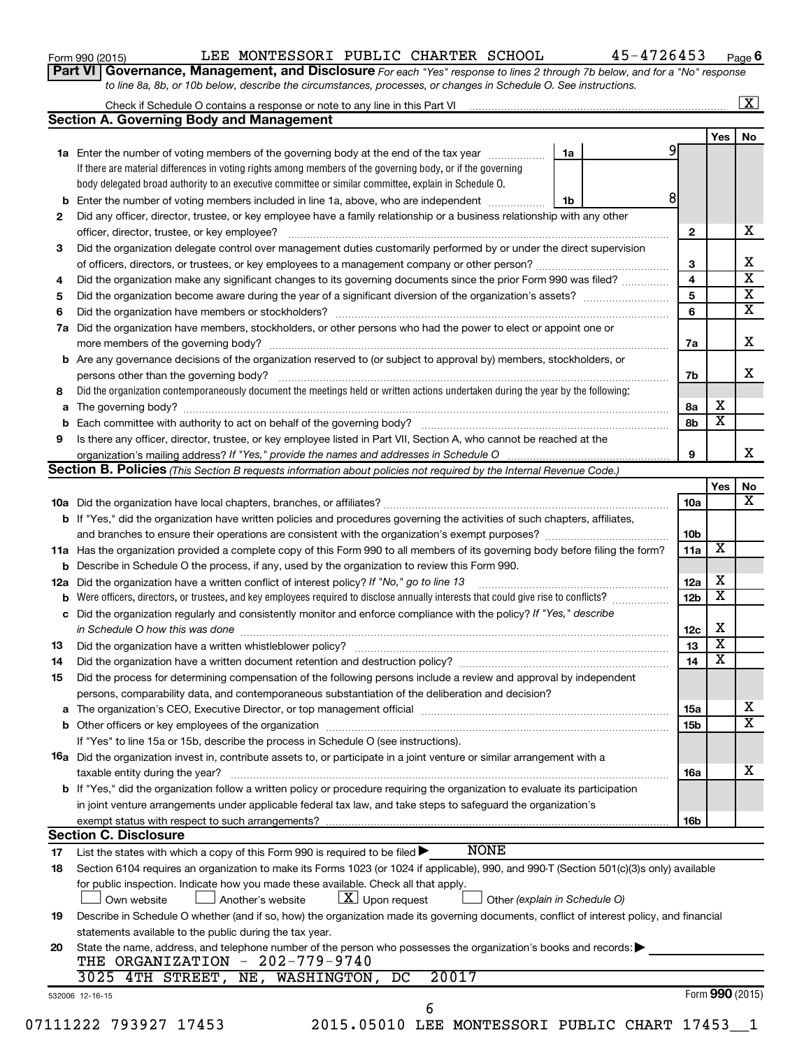Form 990 (2015) LEE MONTESSORI PUBLIC CHARTER SCHOOL 45-4726453 Page 6

**Part VI Governance, Management, and Disclosure** *For each "Yes" response to lines 2 through 7b below, and for a "No" response to line 8a, 8b, or 10b below, describe the circumstances, processes, or changes in Schedule O. See instructions.*

Check if Schedule O contains a response or note to any line in this Part VI ..... [X]

## Section A. Governing Body and Management

| | | | | Yes | No |
|---|---|---|---|---|---|
| **1a** | Enter the number of voting members of the governing body at the end of the tax year ..... **1a** | 9 | | | |
| | If there are material differences in voting rights among members of the governing body, or if the governing body delegated broad authority to an executive committee or similar committee, explain in Schedule O. | | | | |
| **b** | Enter the number of voting members included in line 1a, above, who are independent ..... **1b** | 8 | | | |
| **2** | Did any officer, director, trustee, or key employee have a family relationship or a business relationship with any other officer, director, trustee, or key employee? | | **2** | | X |
| **3** | Did the organization delegate control over management duties customarily performed by or under the direct supervision of officers, directors, or trustees, or key employees to a management company or other person? | | **3** | | X |
| **4** | Did the organization make any significant changes to its governing documents since the prior Form 990 was filed? | | **4** | | X |
| **5** | Did the organization become aware during the year of a significant diversion of the organization's assets? | | **5** | | X |
| **6** | Did the organization have members or stockholders? | | **6** | | X |
| **7a** | Did the organization have members, stockholders, or other persons who had the power to elect or appoint one or more members of the governing body? | | **7a** | | X |
| **b** | Are any governance decisions of the organization reserved to (or subject to approval by) members, stockholders, or persons other than the governing body? | | **7b** | | X |
| **8** | Did the organization contemporaneously document the meetings held or written actions undertaken during the year by the following: | | | | |
| **a** | The governing body? | | **8a** | X | |
| **b** | Each committee with authority to act on behalf of the governing body? | | **8b** | X | |
| **9** | Is there any officer, director, trustee, or key employee listed in Part VII, Section A, who cannot be reached at the organization's mailing address? *If "Yes," provide the names and addresses in Schedule O* | | **9** | | X |

## Section B. Policies *(This Section B requests information about policies not required by the Internal Revenue Code.)*

| | | | Yes | No |
|---|---|---|---|---|
| **10a** | Did the organization have local chapters, branches, or affiliates? | **10a** | | X |
| **b** | If "Yes," did the organization have written policies and procedures governing the activities of such chapters, affiliates, and branches to ensure their operations are consistent with the organization's exempt purposes? | **10b** | | |
| **11a** | Has the organization provided a complete copy of this Form 990 to all members of its governing body before filing the form? | **11a** | X | |
| **b** | Describe in Schedule O the process, if any, used by the organization to review this Form 990. | | | |
| **12a** | Did the organization have a written conflict of interest policy? *If "No," go to line 13* | **12a** | X | |
| **b** | Were officers, directors, or trustees, and key employees required to disclose annually interests that could give rise to conflicts? | **12b** | X | |
| **c** | Did the organization regularly and consistently monitor and enforce compliance with the policy? *If "Yes," describe in Schedule O how this was done* | **12c** | X | |
| **13** | Did the organization have a written whistleblower policy? | **13** | X | |
| **14** | Did the organization have a written document retention and destruction policy? | **14** | X | |
| **15** | Did the process for determining compensation of the following persons include a review and approval by independent persons, comparability data, and contemporaneous substantiation of the deliberation and decision? | | | |
| **a** | The organization's CEO, Executive Director, or top management official | **15a** | | X |
| **b** | Other officers or key employees of the organization | **15b** | | X |
| | If "Yes" to line 15a or 15b, describe the process in Schedule O (see instructions). | | | |
| **16a** | Did the organization invest in, contribute assets to, or participate in a joint venture or similar arrangement with a taxable entity during the year? | **16a** | | X |
| **b** | If "Yes," did the organization follow a written policy or procedure requiring the organization to evaluate its participation in joint venture arrangements under applicable federal tax law, and take steps to safeguard the organization's exempt status with respect to such arrangements? | **16b** | | |

## Section C. Disclosure

**17** List the states with which a copy of this Form 990 is required to be filed ▶ NONE

**18** Section 6104 requires an organization to make its Forms 1023 (or 1024 if applicable), 990, and 990-T (Section 501(c)(3)s only) available for public inspection. Indicate how you made these available. Check all that apply.

[ ] Own website [ ] Another's website [X] Upon request [ ] Other *(explain in Schedule O)*

**19** Describe in Schedule O whether (and if so, how) the organization made its governing documents, conflict of interest policy, and financial statements available to the public during the tax year.

**20** State the name, address, and telephone number of the person who possesses the organization's books and records: ▶

THE ORGANIZATION - 202-779-9740

3025 4TH STREET, NE, WASHINGTON, DC 20017

532006 12-16-15 Form **990** (2015)

07111222 793927 17453 2015.05010 LEE MONTESSORI PUBLIC CHART 17453__1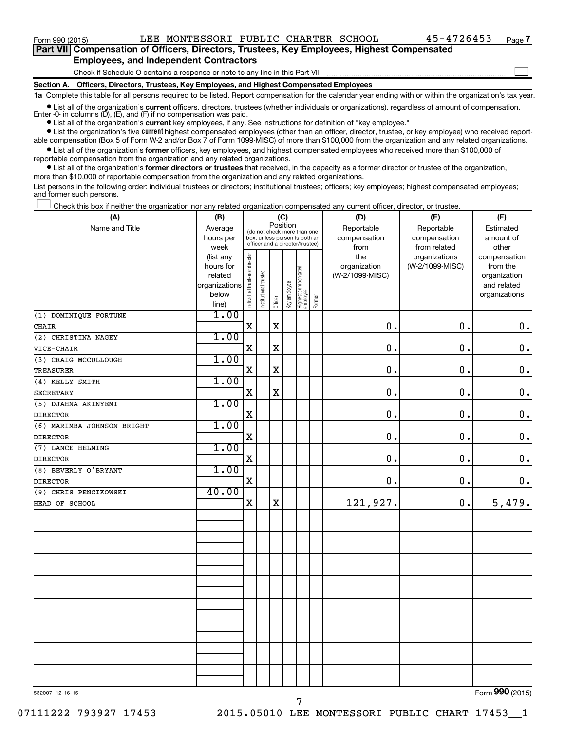Form 990 (2015) LEE MONTESSORI PUBLIC CHARTER SCHOOL 45-4726453

## Part VII Compensation of Officers, Directors, Trustees, Key Employees, Highest Compensated Employees, and Independent Contractors

Check if Schedule O contains a response or note to any line in this Part VII

### Section A. Officers, Directors, Trustees, Key Employees, and Highest Compensated Employees

**1a** Complete this table for all persons required to be listed. Report compensation for the calendar year ending with or within the organization's tax year.

- List all of the organization's **current** officers, directors, trustees (whether individuals or organizations), regardless of amount of compensation. Enter -0- in columns (D), (E), and (F) if no compensation was paid.
- List all of the organization's **current** key employees, if any. See instructions for definition of "key employee."
- List the organization's five **current** highest compensated employees (other than an officer, director, trustee, or key employee) who received reportable compensation (Box 5 of Form W-2 and/or Box 7 of Form 1099-MISC) of more than $100,000 from the organization and any related organizations.
- List all of the organization's **former** officers, key employees, and highest compensated employees who received more than $100,000 of reportable compensation from the organization and any related organizations.
- List all of the organization's **former directors or trustees** that received, in the capacity as a former director or trustee of the organization, more than $10,000 of reportable compensation from the organization and any related organizations.

List persons in the following order: individual trustees or directors; institutional trustees; officers; key employees; highest compensated employees; and former such persons.

Check this box if neither the organization nor any related organization compensated any current officer, director, or trustee.

| (A) Name and Title | (B) Average hours per week (list any hours for related organizations below line) | (C) Position: Individual trustee or director | Institutional trustee | Officer | Key employee | Highest compensated employee | Former | (D) Reportable compensation from the organization (W-2/1099-MISC) | (E) Reportable compensation from related organizations (W-2/1099-MISC) | (F) Estimated amount of other compensation from the organization and related organizations |
|---|---|---|---|---|---|---|---|---|---|---|
| (1) DOMINIQUE FORTUNE<br>CHAIR | 1.00 | X | | X | | | | 0. | 0. | 0. |
| (2) CHRISTINA NAGEY<br>VICE-CHAIR | 1.00 | X | | X | | | | 0. | 0. | 0. |
| (3) CRAIG MCCULLOUGH<br>TREASURER | 1.00 | X | | X | | | | 0. | 0. | 0. |
| (4) KELLY SMITH<br>SECRETARY | 1.00 | X | | X | | | | 0. | 0. | 0. |
| (5) DJAHNA AKINYEMI<br>DIRECTOR | 1.00 | X | | | | | | 0. | 0. | 0. |
| (6) MARIMBA JOHNSON BRIGHT<br>DIRECTOR | 1.00 | X | | | | | | 0. | 0. | 0. |
| (7) LANCE HELMING<br>DIRECTOR | 1.00 | X | | | | | | 0. | 0. | 0. |
| (8) BEVERLY O'BRYANT<br>DIRECTOR | 1.00 | X | | | | | | 0. | 0. | 0. |
| (9) CHRIS PENCIKOWSKI<br>HEAD OF SCHOOL | 40.00 | X | | X | | | | 121,927. | 0. | 5,479. |

532007 12-16-15 Form 990 (2015)

07111222 793927 17453 2015.05010 LEE MONTESSORI PUBLIC CHART 17453__1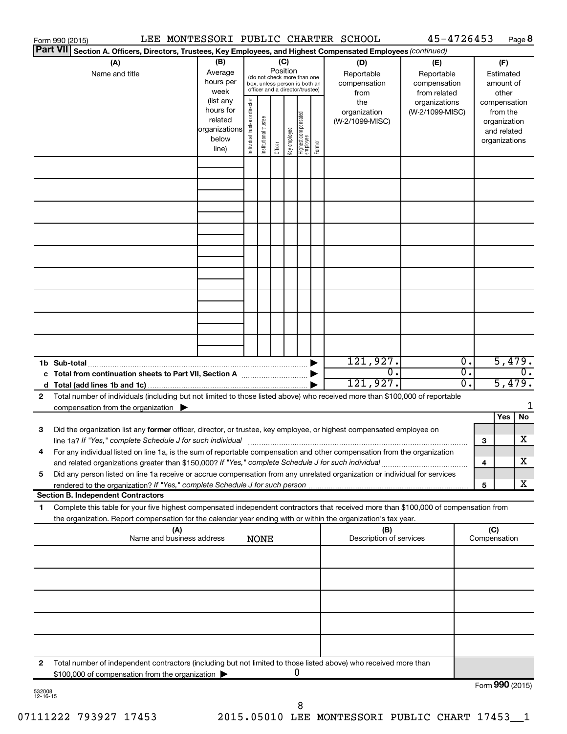Form 990 (2015) LEE MONTESSORI PUBLIC CHARTER SCHOOL 45-4726453 Page 8

**Part VII** Section A. Officers, Directors, Trustees, Key Employees, and Highest Compensated Employees *(continued)*

| (A) Name and title | (B) Average hours per week (list any hours for related organizations below line) | (C) Position (do not check more than one box, unless person is both an officer and a director/trustee): Individual trustee or director | Institutional trustee | Officer | Key employee | Highest compensated employee | Former | (D) Reportable compensation from the organization (W-2/1099-MISC) | (E) Reportable compensation from related organizations (W-2/1099-MISC) | (F) Estimated amount of other compensation from the organization and related organizations |
|---|---|---|---|---|---|---|---|---|---|---|
| | | | | | | | | | | |
| | | | | | | | | | | |
| | | | | | | | | | | |
| | | | | | | | | | | |
| | | | | | | | | | | |
| | | | | | | | | | | |
| | | | | | | | | | | |
| | | | | | | | | | | |
| | | | | | | | | | | |

| | (D) | (E) | (F) |
|---|---|---|---|
| **1b Sub-total** | 121,927. | 0. | 5,479. |
| **c Total from continuation sheets to Part VII, Section A** | 0. | 0. | 0. |
| **d Total (add lines 1b and 1c)** | 121,927. | 0. | 5,479. |

**2** Total number of individuals (including but not limited to those listed above) who received more than $100,000 of reportable compensation from the organization ▶ 1

| | | Yes | No |
|---|---|---|---|
| **3** Did the organization list any **former** officer, director, or trustee, key employee, or highest compensated employee on line 1a? *If "Yes," complete Schedule J for such individual* | 3 | | X |
| **4** For any individual listed on line 1a, is the sum of reportable compensation and other compensation from the organization and related organizations greater than $150,000? *If "Yes," complete Schedule J for such individual* | 4 | | X |
| **5** Did any person listed on line 1a receive or accrue compensation from any unrelated organization or individual for services rendered to the organization? *If "Yes," complete Schedule J for such person* | 5 | | X |

**Section B. Independent Contractors**

**1** Complete this table for your five highest compensated independent contractors that received more than $100,000 of compensation from the organization. Report compensation for the calendar year ending with or within the organization's tax year.

| (A) Name and business address NONE | (B) Description of services | (C) Compensation |
|---|---|---|
| | | |
| | | |
| | | |
| | | |
| | | |

**2** Total number of independent contractors (including but not limited to those listed above) who received more than $100,000 of compensation from the organization ▶ 0

Form **990** (2015)

532008 12-16-15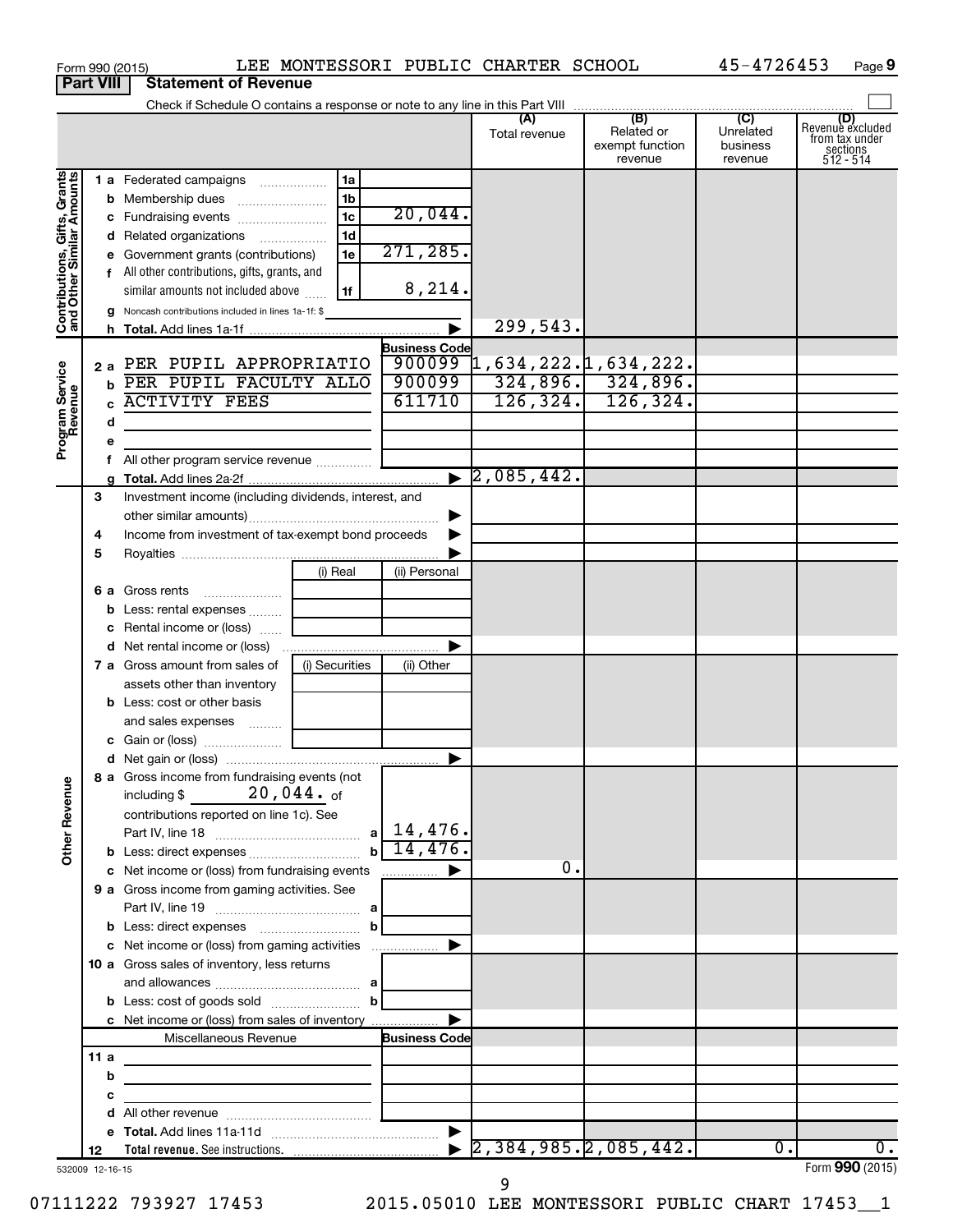Form 990 (2015) LEE MONTESSORI PUBLIC CHARTER SCHOOL 45-4726453 Page 9

**Part VIII Statement of Revenue**

Check if Schedule O contains a response or note to any line in this Part VIII

| | | | | (A) Total revenue | (B) Related or exempt function revenue | (C) Unrelated business revenue | (D) Revenue excluded from tax under sections 512 - 514 |
|---|---|---|---|---|---|---|---|
| **Contributions, Gifts, Grants and Other Similar Amounts** | 1 a Federated campaigns | 1a | | | | | |
| | b Membership dues | 1b | | | | | |
| | c Fundraising events | 1c | 20,044. | | | | |
| | d Related organizations | 1d | | | | | |
| | e Government grants (contributions) | 1e | 271,285. | | | | |
| | f All other contributions, gifts, grants, and similar amounts not included above | 1f | 8,214. | | | | |
| | g Noncash contributions included in lines 1a-1f: $ | | | | | | |
| | h **Total.** Add lines 1a-1f | | | 299,543. | | | |
| **Program Service Revenue** | | | **Business Code** | | | | |
| | 2 a PER PUPIL APPROPRIATIO | | 900099 | 1,634,222. | 1,634,222. | | |
| | b PER PUPIL FACULTY ALLO | | 900099 | 324,896. | 324,896. | | |
| | c ACTIVITY FEES | | 611710 | 126,324. | 126,324. | | |
| | d | | | | | | |
| | e | | | | | | |
| | f All other program service revenue | | | | | | |
| | g **Total.** Add lines 2a-2f | | | 2,085,442. | | | |
| | 3 Investment income (including dividends, interest, and other similar amounts) | | | | | | |
| | 4 Income from investment of tax-exempt bond proceeds | | | | | | |
| | 5 Royalties | | | | | | |
| | | (i) Real | (ii) Personal | | | | |
| | 6 a Gross rents | | | | | | |
| | b Less: rental expenses | | | | | | |
| | c Rental income or (loss) | | | | | | |
| | d Net rental income or (loss) | | | | | | |
| | 7 a Gross amount from sales of assets other than inventory | (i) Securities | (ii) Other | | | | |
| | b Less: cost or other basis and sales expenses | | | | | | |
| | c Gain or (loss) | | | | | | |
| | d Net gain or (loss) | | | | | | |
| **Other Revenue** | 8 a Gross income from fundraising events (not including $ 20,044. of contributions reported on line 1c). See Part IV, line 18 | a | 14,476. | | | | |
| | b Less: direct expenses | b | 14,476. | | | | |
| | c Net income or (loss) from fundraising events | | | 0. | | | |
| | 9 a Gross income from gaming activities. See Part IV, line 19 | a | | | | | |
| | b Less: direct expenses | b | | | | | |
| | c Net income or (loss) from gaming activities | | | | | | |
| | 10 a Gross sales of inventory, less returns and allowances | a | | | | | |
| | b Less: cost of goods sold | b | | | | | |
| | c Net income or (loss) from sales of inventory | | | | | | |
| | Miscellaneous Revenue | | **Business Code** | | | | |
| | 11 a | | | | | | |
| | b | | | | | | |
| | c | | | | | | |
| | d All other revenue | | | | | | |
| | e **Total.** Add lines 11a-11d | | | | | | |
| | 12 **Total revenue.** See instructions. | | | 2,384,985. | 2,085,442. | 0. | 0. |

532009 12-16-15

Form **990** (2015)

07111222 793927 17453 2015.05010 LEE MONTESSORI PUBLIC CHART 17453__1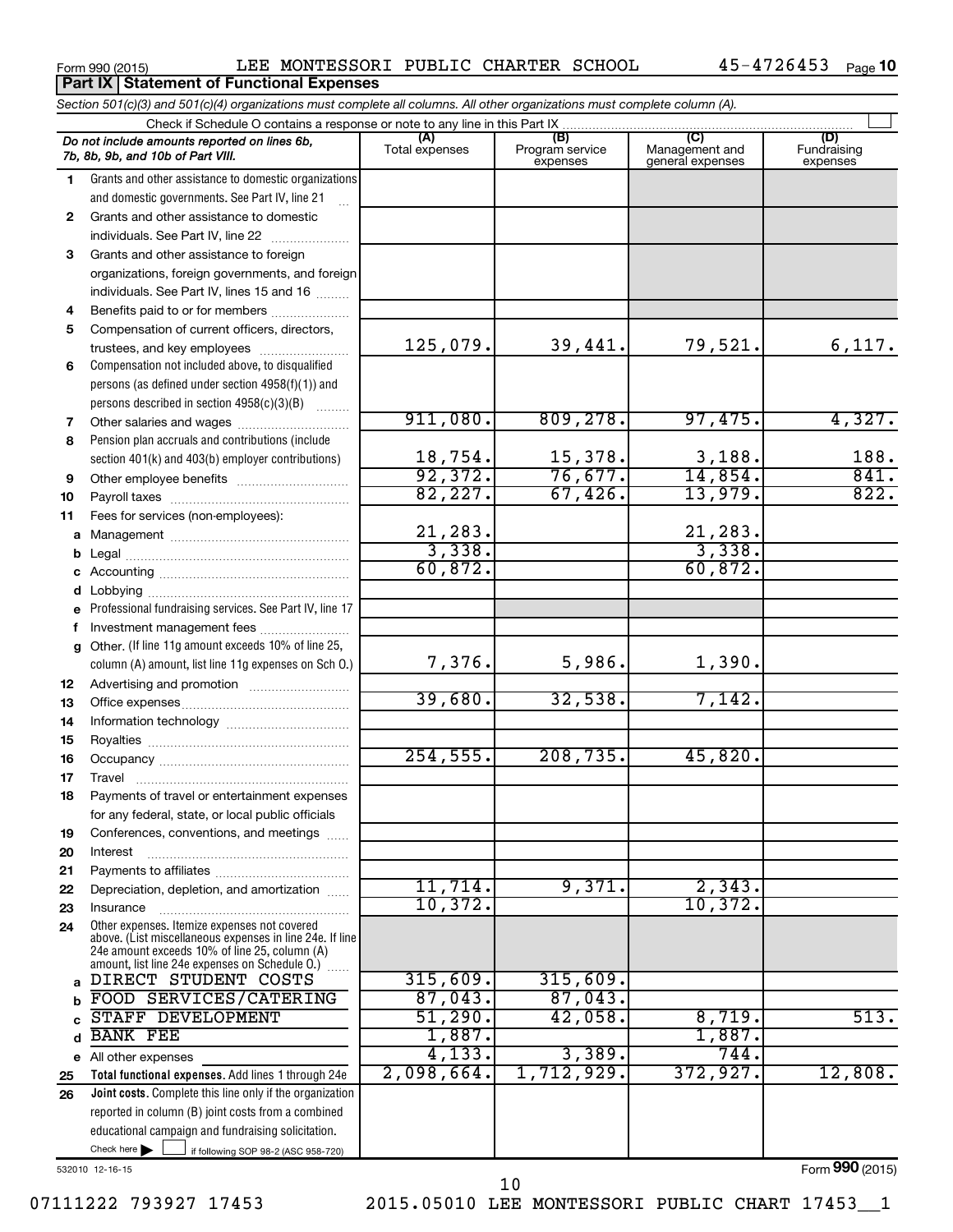Form 990 (2015) LEE MONTESSORI PUBLIC CHARTER SCHOOL 45-4726453 Page 10

**Part IX Statement of Functional Expenses**

*Section 501(c)(3) and 501(c)(4) organizations must complete all columns. All other organizations must complete column (A).*

Check if Schedule O contains a response or note to any line in this Part IX

| *Do not include amounts reported on lines 6b, 7b, 8b, 9b, and 10b of Part VIII.* | (A) Total expenses | (B) Program service expenses | (C) Management and general expenses | (D) Fundraising expenses |
|---|---|---|---|---|
| 1 Grants and other assistance to domestic organizations and domestic governments. See Part IV, line 21 | | | | |
| 2 Grants and other assistance to domestic individuals. See Part IV, line 22 | | | | |
| 3 Grants and other assistance to foreign organizations, foreign governments, and foreign individuals. See Part IV, lines 15 and 16 | | | | |
| 4 Benefits paid to or for members | | | | |
| 5 Compensation of current officers, directors, trustees, and key employees | 125,079. | 39,441. | 79,521. | 6,117. |
| 6 Compensation not included above, to disqualified persons (as defined under section 4958(f)(1)) and persons described in section 4958(c)(3)(B) | | | | |
| 7 Other salaries and wages | 911,080. | 809,278. | 97,475. | 4,327. |
| 8 Pension plan accruals and contributions (include section 401(k) and 403(b) employer contributions) | 18,754. | 15,378. | 3,188. | 188. |
| 9 Other employee benefits | 92,372. | 76,677. | 14,854. | 841. |
| 10 Payroll taxes | 82,227. | 67,426. | 13,979. | 822. |
| 11 Fees for services (non-employees): | | | | |
| a Management | 21,283. | | 21,283. | |
| b Legal | 3,338. | | 3,338. | |
| c Accounting | 60,872. | | 60,872. | |
| d Lobbying | | | | |
| e Professional fundraising services. See Part IV, line 17 | | | | |
| f Investment management fees | | | | |
| g Other. (If line 11g amount exceeds 10% of line 25, column (A) amount, list line 11g expenses on Sch O.) | 7,376. | 5,986. | 1,390. | |
| 12 Advertising and promotion | | | | |
| 13 Office expenses | 39,680. | 32,538. | 7,142. | |
| 14 Information technology | | | | |
| 15 Royalties | | | | |
| 16 Occupancy | 254,555. | 208,735. | 45,820. | |
| 17 Travel | | | | |
| 18 Payments of travel or entertainment expenses for any federal, state, or local public officials | | | | |
| 19 Conferences, conventions, and meetings | | | | |
| 20 Interest | | | | |
| 21 Payments to affiliates | | | | |
| 22 Depreciation, depletion, and amortization | 11,714. | 9,371. | 2,343. | |
| 23 Insurance | 10,372. | | 10,372. | |
| 24 Other expenses. Itemize expenses not covered above. (List miscellaneous expenses in line 24e. If line 24e amount exceeds 10% of line 25, column (A) amount, list line 24e expenses on Schedule O.) | | | | |
| a DIRECT STUDENT COSTS | 315,609. | 315,609. | | |
| b FOOD SERVICES/CATERING | 87,043. | 87,043. | | |
| c STAFF DEVELOPMENT | 51,290. | 42,058. | 8,719. | 513. |
| d BANK FEE | 1,887. | | 1,887. | |
| e All other expenses | 4,133. | 3,389. | 744. | |
| 25 Total functional expenses. Add lines 1 through 24e | 2,098,664. | 1,712,929. | 372,927. | 12,808. |
| 26 Joint costs. Complete this line only if the organization reported in column (B) joint costs from a combined educational campaign and fundraising solicitation. Check here ☐ if following SOP 98-2 (ASC 958-720) | | | | |

532010 12-16-15

Form 990 (2015)

07111222 793927 17453 2015.05010 LEE MONTESSORI PUBLIC CHART 17453__1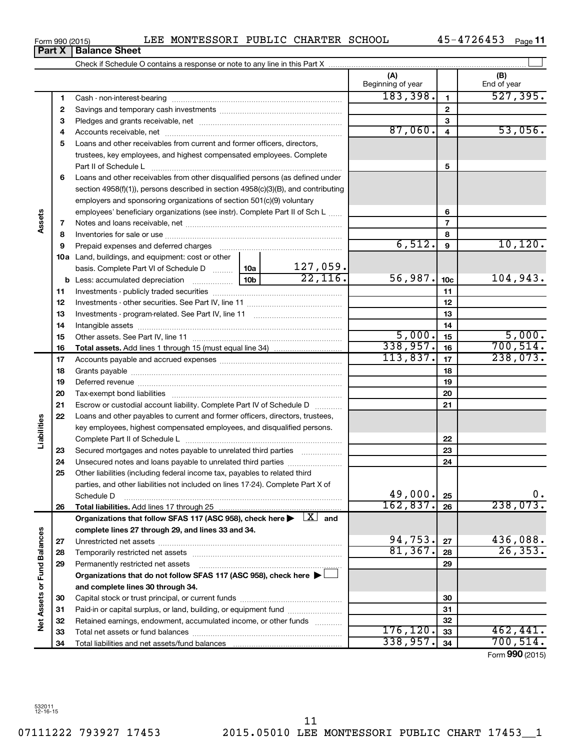Form 990 (2015) LEE MONTESSORI PUBLIC CHARTER SCHOOL 45-4726453

## Part X | Balance Sheet

Check if Schedule O contains a response or note to any line in this Part X

| | | | | (A) Beginning of year | | (B) End of year |
|---|---|---|---|---|---|---|
| Assets | 1 | Cash - non-interest-bearing | | 183,398. | 1 | 527,395. |
| | 2 | Savings and temporary cash investments | | | 2 | |
| | 3 | Pledges and grants receivable, net | | | 3 | |
| | 4 | Accounts receivable, net | | 87,060. | 4 | 53,056. |
| | 5 | Loans and other receivables from current and former officers, directors, trustees, key employees, and highest compensated employees. Complete Part II of Schedule L | | | 5 | |
| | 6 | Loans and other receivables from other disqualified persons (as defined under section 4958(f)(1)), persons described in section 4958(c)(3)(B), and contributing employers and sponsoring organizations of section 501(c)(9) voluntary employees' beneficiary organizations (see instr). Complete Part II of Sch L | | | 6 | |
| | 7 | Notes and loans receivable, net | | | 7 | |
| | 8 | Inventories for sale or use | | | 8 | |
| | 9 | Prepaid expenses and deferred charges | | 6,512. | 9 | 10,120. |
| | 10a | Land, buildings, and equipment: cost or other basis. Complete Part VI of Schedule D | 10a 127,059. | | | |
| | b | Less: accumulated depreciation | 10b 22,116. | 56,987. | 10c | 104,943. |
| | 11 | Investments - publicly traded securities | | | 11 | |
| | 12 | Investments - other securities. See Part IV, line 11 | | | 12 | |
| | 13 | Investments - program-related. See Part IV, line 11 | | | 13 | |
| | 14 | Intangible assets | | | 14 | |
| | 15 | Other assets. See Part IV, line 11 | | 5,000. | 15 | 5,000. |
| | 16 | **Total assets.** Add lines 1 through 15 (must equal line 34) | | 338,957. | 16 | 700,514. |
| Liabilities | 17 | Accounts payable and accrued expenses | | 113,837. | 17 | 238,073. |
| | 18 | Grants payable | | | 18 | |
| | 19 | Deferred revenue | | | 19 | |
| | 20 | Tax-exempt bond liabilities | | | 20 | |
| | 21 | Escrow or custodial account liability. Complete Part IV of Schedule D | | | 21 | |
| | 22 | Loans and other payables to current and former officers, directors, trustees, key employees, highest compensated employees, and disqualified persons. Complete Part II of Schedule L | | | 22 | |
| | 23 | Secured mortgages and notes payable to unrelated third parties | | | 23 | |
| | 24 | Unsecured notes and loans payable to unrelated third parties | | | 24 | |
| | 25 | Other liabilities (including federal income tax, payables to related third parties, and other liabilities not included on lines 17-24). Complete Part X of Schedule D | | 49,000. | 25 | 0. |
| | 26 | **Total liabilities.** Add lines 17 through 25 | | 162,837. | 26 | 238,073. |
| Net Assets or Fund Balances | | **Organizations that follow SFAS 117 (ASC 958), check here ▶ [X] and complete lines 27 through 29, and lines 33 and 34.** | | | | |
| | 27 | Unrestricted net assets | | 94,753. | 27 | 436,088. |
| | 28 | Temporarily restricted net assets | | 81,367. | 28 | 26,353. |
| | 29 | Permanently restricted net assets | | | 29 | |
| | | **Organizations that do not follow SFAS 117 (ASC 958), check here ▶ [ ] and complete lines 30 through 34.** | | | | |
| | 30 | Capital stock or trust principal, or current funds | | | 30 | |
| | 31 | Paid-in or capital surplus, or land, building, or equipment fund | | | 31 | |
| | 32 | Retained earnings, endowment, accumulated income, or other funds | | | 32 | |
| | 33 | Total net assets or fund balances | | 176,120. | 33 | 462,441. |
| | 34 | Total liabilities and net assets/fund balances | | 338,957. | 34 | 700,514. |

Form **990** (2015)

532011 12-16-15

07111222 793927 17453 2015.05010 LEE MONTESSORI PUBLIC CHART 17453__1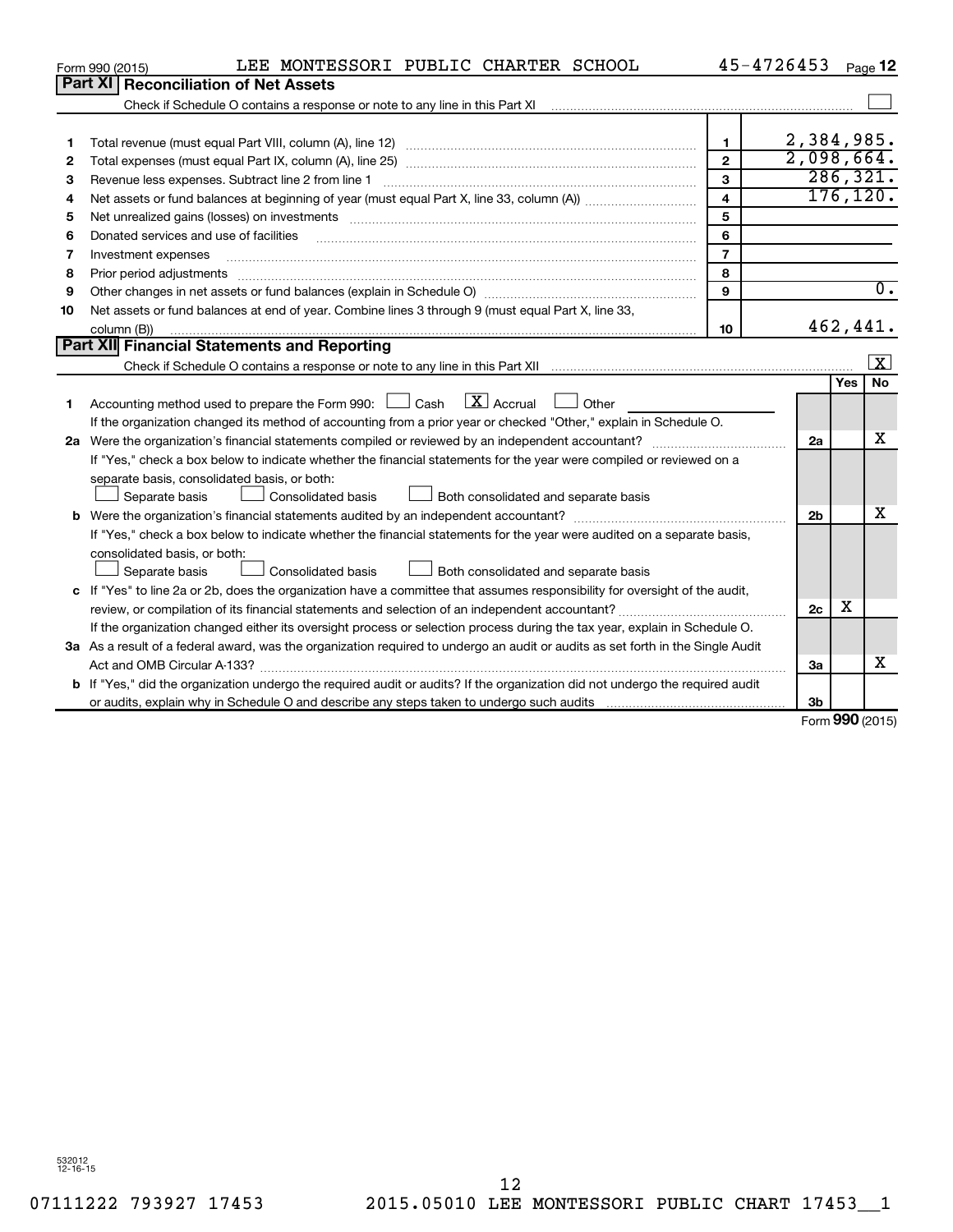Form 990 (2015) LEE MONTESSORI PUBLIC CHARTER SCHOOL 45-4726453 Page **12**

## Part XI Reconciliation of Net Assets

Check if Schedule O contains a response or note to any line in this Part XI ☐

| | | | |
|---|---|---|---|
| 1 | Total revenue (must equal Part VIII, column (A), line 12) | 1 | 2,384,985. |
| 2 | Total expenses (must equal Part IX, column (A), line 25) | 2 | 2,098,664. |
| 3 | Revenue less expenses. Subtract line 2 from line 1 | 3 | 286,321. |
| 4 | Net assets or fund balances at beginning of year (must equal Part X, line 33, column (A)) | 4 | 176,120. |
| 5 | Net unrealized gains (losses) on investments | 5 | |
| 6 | Donated services and use of facilities | 6 | |
| 7 | Investment expenses | 7 | |
| 8 | Prior period adjustments | 8 | |
| 9 | Other changes in net assets or fund balances (explain in Schedule O) | 9 | 0. |
| 10 | Net assets or fund balances at end of year. Combine lines 3 through 9 (must equal Part X, line 33, column (B)) | 10 | 462,441. |

## Part XII Financial Statements and Reporting

Check if Schedule O contains a response or note to any line in this Part XII ☒

| | | | Yes | No |
|---|---|---|---|---|
| 1 | Accounting method used to prepare the Form 990: ☐ Cash ☒ Accrual ☐ Other<br>If the organization changed its method of accounting from a prior year or checked "Other," explain in Schedule O. | | | |
| 2a | Were the organization's financial statements compiled or reviewed by an independent accountant?<br>If "Yes," check a box below to indicate whether the financial statements for the year were compiled or reviewed on a separate basis, consolidated basis, or both:<br>☐ Separate basis ☐ Consolidated basis ☐ Both consolidated and separate basis | 2a | | X |
| b | Were the organization's financial statements audited by an independent accountant?<br>If "Yes," check a box below to indicate whether the financial statements for the year were audited on a separate basis, consolidated basis, or both:<br>☐ Separate basis ☐ Consolidated basis ☐ Both consolidated and separate basis | 2b | | X |
| c | If "Yes" to line 2a or 2b, does the organization have a committee that assumes responsibility for oversight of the audit, review, or compilation of its financial statements and selection of an independent accountant?<br>If the organization changed either its oversight process or selection process during the tax year, explain in Schedule O. | 2c | X | |
| 3a | As a result of a federal award, was the organization required to undergo an audit or audits as set forth in the Single Audit Act and OMB Circular A-133? | 3a | | X |
| b | If "Yes," did the organization undergo the required audit or audits? If the organization did not undergo the required audit or audits, explain why in Schedule O and describe any steps taken to undergo such audits | 3b | | |

Form **990** (2015)

532012 12-16-15

07111222 793927 17453 2015.05010 LEE MONTESSORI PUBLIC CHART 17453__1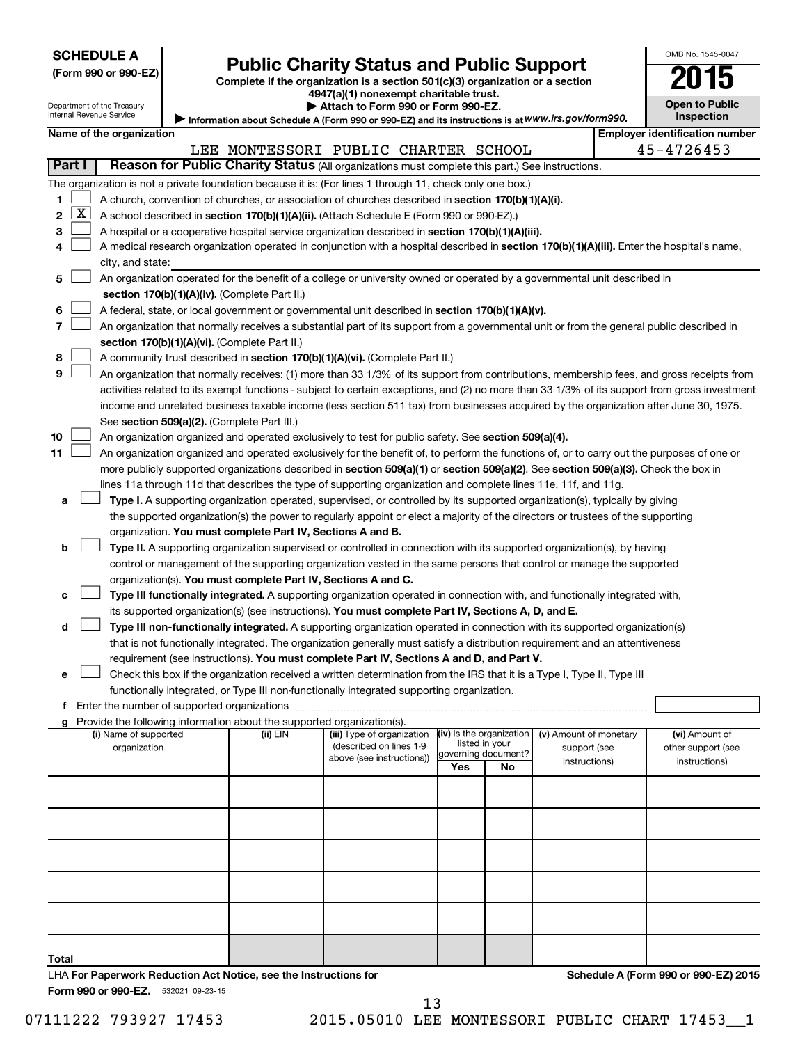**SCHEDULE A**
**(Form 990 or 990-EZ)**

Department of the Treasury
Internal Revenue Service

# Public Charity Status and Public Support

**Complete if the organization is a section 501(c)(3) organization or a section 4947(a)(1) nonexempt charitable trust.**
**▶ Attach to Form 990 or Form 990-EZ.**
▶ Information about Schedule A (Form 990 or 990-EZ) and its instructions is at *www.irs.gov/form990.*

OMB No. 1545-0047
**2015**
**Open to Public Inspection**

**Name of the organization:** LEE MONTESSORI PUBLIC CHARTER SCHOOL
**Employer identification number:** 45-4726453

## Part I Reason for Public Charity Status (All organizations must complete this part.) See instructions.

The organization is not a private foundation because it is: (For lines 1 through 11, check only one box.)

1. [ ] A church, convention of churches, or association of churches described in **section 170(b)(1)(A)(i).**
2. [X] A school described in **section 170(b)(1)(A)(ii).** (Attach Schedule E (Form 990 or 990-EZ).)
3. [ ] A hospital or a cooperative hospital service organization described in **section 170(b)(1)(A)(iii).**
4. [ ] A medical research organization operated in conjunction with a hospital described in **section 170(b)(1)(A)(iii).** Enter the hospital's name, city, and state:
5. [ ] An organization operated for the benefit of a college or university owned or operated by a governmental unit described in **section 170(b)(1)(A)(iv).** (Complete Part II.)
6. [ ] A federal, state, or local government or governmental unit described in **section 170(b)(1)(A)(v).**
7. [ ] An organization that normally receives a substantial part of its support from a governmental unit or from the general public described in **section 170(b)(1)(A)(vi).** (Complete Part II.)
8. [ ] A community trust described in **section 170(b)(1)(A)(vi).** (Complete Part II.)
9. [ ] An organization that normally receives: (1) more than 33 1/3% of its support from contributions, membership fees, and gross receipts from activities related to its exempt functions - subject to certain exceptions, and (2) no more than 33 1/3% of its support from gross investment income and unrelated business taxable income (less section 511 tax) from businesses acquired by the organization after June 30, 1975. See **section 509(a)(2).** (Complete Part III.)
10. [ ] An organization organized and operated exclusively to test for public safety. See **section 509(a)(4).**
11. [ ] An organization organized and operated exclusively for the benefit of, to perform the functions of, or to carry out the purposes of one or more publicly supported organizations described in **section 509(a)(1)** or **section 509(a)(2).** See **section 509(a)(3).** Check the box in lines 11a through 11d that describes the type of supporting organization and complete lines 11e, 11f, and 11g.
   - **a** [ ] **Type I.** A supporting organization operated, supervised, or controlled by its supported organization(s), typically by giving the supported organization(s) the power to regularly appoint or elect a majority of the directors or trustees of the supporting organization. **You must complete Part IV, Sections A and B.**
   - **b** [ ] **Type II.** A supporting organization supervised or controlled in connection with its supported organization(s), by having control or management of the supporting organization vested in the same persons that control or manage the supported organization(s). **You must complete Part IV, Sections A and C.**
   - **c** [ ] **Type III functionally integrated.** A supporting organization operated in connection with, and functionally integrated with, its supported organization(s) (see instructions). **You must complete Part IV, Sections A, D, and E.**
   - **d** [ ] **Type III non-functionally integrated.** A supporting organization operated in connection with its supported organization(s) that is not functionally integrated. The organization generally must satisfy a distribution requirement and an attentiveness requirement (see instructions). **You must complete Part IV, Sections A and D, and Part V.**
   - **e** [ ] Check this box if the organization received a written determination from the IRS that it is a Type I, Type II, Type III functionally integrated, or Type III non-functionally integrated supporting organization.
   - **f** Enter the number of supported organizations
   - **g** Provide the following information about the supported organization(s).

| (i) Name of supported organization | (ii) EIN | (iii) Type of organization (described on lines 1-9 above (see instructions)) | (iv) Is the organization listed in your governing document? Yes | No | (v) Amount of monetary support (see instructions) | (vi) Amount of other support (see instructions) |
|---|---|---|---|---|---|---|
| | | | | | | |
| | | | | | | |
| | | | | | | |
| | | | | | | |
| | | | | | | |
| **Total** | | | | | | |

LHA **For Paperwork Reduction Act Notice, see the Instructions for Form 990 or 990-EZ.** 532021 09-23-15

**Schedule A (Form 990 or 990-EZ) 2015**

07111222 793927 17453 2015.05010 LEE MONTESSORI PUBLIC CHART 17453__1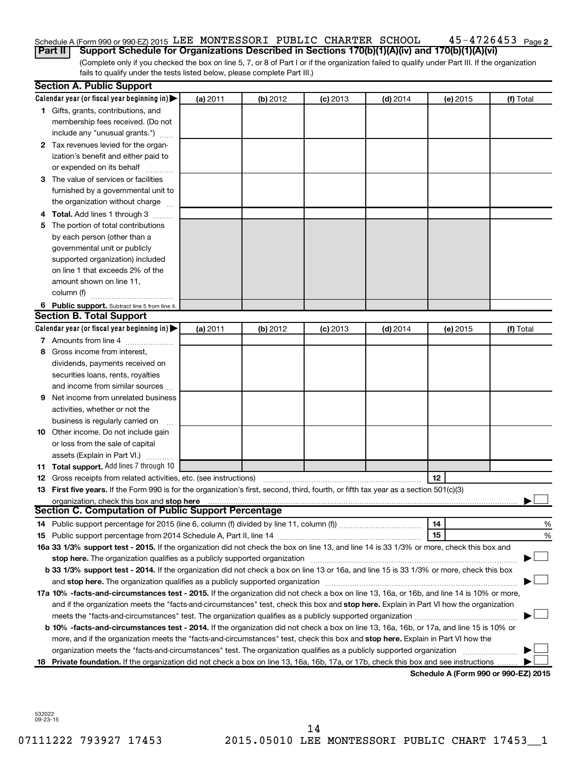Schedule A (Form 990 or 990-EZ) 2015 LEE MONTESSORI PUBLIC CHARTER SCHOOL 45-4726453 Page 2

**Part II | Support Schedule for Organizations Described in Sections 170(b)(1)(A)(iv) and 170(b)(1)(A)(vi)**

(Complete only if you checked the box on line 5, 7, or 8 of Part I or if the organization failed to qualify under Part III. If the organization fails to qualify under the tests listed below, please complete Part III.)

## Section A. Public Support

| Calendar year (or fiscal year beginning in) ▶ | (a) 2011 | (b) 2012 | (c) 2013 | (d) 2014 | (e) 2015 | (f) Total |
|---|---|---|---|---|---|---|
| **1** Gifts, grants, contributions, and membership fees received. (Do not include any "unusual grants.") | | | | | | |
| **2** Tax revenues levied for the organization's benefit and either paid to or expended on its behalf | | | | | | |
| **3** The value of services or facilities furnished by a governmental unit to the organization without charge | | | | | | |
| **4 Total.** Add lines 1 through 3 | | | | | | |
| **5** The portion of total contributions by each person (other than a governmental unit or publicly supported organization) included on line 1 that exceeds 2% of the amount shown on line 11, column (f) | | | | | | |
| **6 Public support.** Subtract line 5 from line 4. | | | | | | |

## Section B. Total Support

| Calendar year (or fiscal year beginning in) ▶ | (a) 2011 | (b) 2012 | (c) 2013 | (d) 2014 | (e) 2015 | (f) Total |
|---|---|---|---|---|---|---|
| **7** Amounts from line 4 | | | | | | |
| **8** Gross income from interest, dividends, payments received on securities loans, rents, royalties and income from similar sources | | | | | | |
| **9** Net income from unrelated business activities, whether or not the business is regularly carried on | | | | | | |
| **10** Other income. Do not include gain or loss from the sale of capital assets (Explain in Part VI.) | | | | | | |
| **11 Total support.** Add lines 7 through 10 | | | | | | |

**12** Gross receipts from related activities, etc. (see instructions) **12**

**13 First five years.** If the Form 990 is for the organization's first, second, third, fourth, or fifth tax year as a section 501(c)(3) organization, check this box and **stop here** ▶ ☐

## Section C. Computation of Public Support Percentage

**14** Public support percentage for 2015 (line 6, column (f) divided by line 11, column (f)) **14** %

**15** Public support percentage from 2014 Schedule A, Part II, line 14 **15** %

**16a 33 1/3% support test - 2015.** If the organization did not check the box on line 13, and line 14 is 33 1/3% or more, check this box and **stop here.** The organization qualifies as a publicly supported organization ▶ ☐

**b 33 1/3% support test - 2014.** If the organization did not check a box on line 13 or 16a, and line 15 is 33 1/3% or more, check this box and **stop here.** The organization qualifies as a publicly supported organization ▶ ☐

**17a 10% -facts-and-circumstances test - 2015.** If the organization did not check a box on line 13, 16a, or 16b, and line 14 is 10% or more, and if the organization meets the "facts-and-circumstances" test, check this box and **stop here.** Explain in Part VI how the organization meets the "facts-and-circumstances" test. The organization qualifies as a publicly supported organization ▶ ☐

**b 10% -facts-and-circumstances test - 2014.** If the organization did not check a box on line 13, 16a, 16b, or 17a, and line 15 is 10% or more, and if the organization meets the "facts-and-circumstances" test, check this box and **stop here.** Explain in Part VI how the organization meets the "facts-and-circumstances" test. The organization qualifies as a publicly supported organization ▶ ☐

**18 Private foundation.** If the organization did not check a box on line 13, 16a, 16b, 17a, or 17b, check this box and see instructions ▶ ☐

**Schedule A (Form 990 or 990-EZ) 2015**

532022 09-23-15

07111222 793927 17453 2015.05010 LEE MONTESSORI PUBLIC CHART 17453__1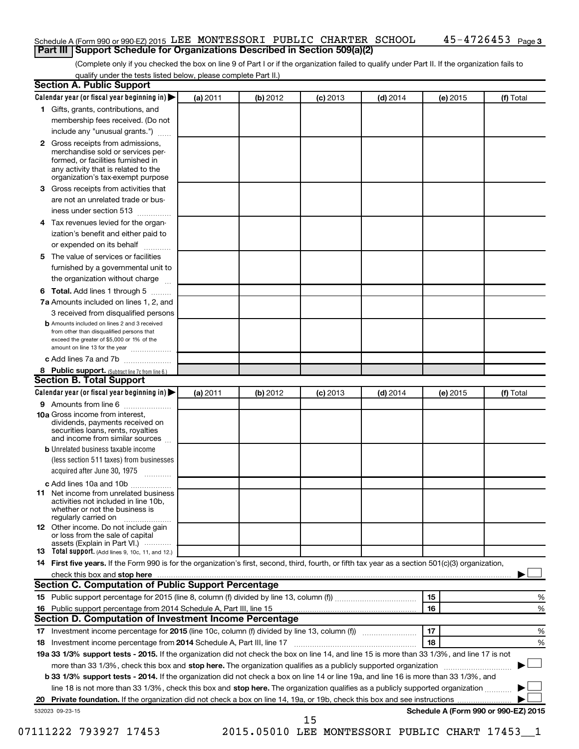Schedule A (Form 990 or 990-EZ) 2015 LEE MONTESSORI PUBLIC CHARTER SCHOOL 45-4726453 Page 3

## Part III Support Schedule for Organizations Described in Section 509(a)(2)

(Complete only if you checked the box on line 9 of Part I or if the organization failed to qualify under Part II. If the organization fails to qualify under the tests listed below, please complete Part II.)

### Section A. Public Support

| Calendar year (or fiscal year beginning in) | (a) 2011 | (b) 2012 | (c) 2013 | (d) 2014 | (e) 2015 | (f) Total |
|---|---|---|---|---|---|---|
| 1 Gifts, grants, contributions, and membership fees received. (Do not include any "unusual grants.") | | | | | | |
| 2 Gross receipts from admissions, merchandise sold or services performed, or facilities furnished in any activity that is related to the organization's tax-exempt purpose | | | | | | |
| 3 Gross receipts from activities that are not an unrelated trade or business under section 513 | | | | | | |
| 4 Tax revenues levied for the organization's benefit and either paid to or expended on its behalf | | | | | | |
| 5 The value of services or facilities furnished by a governmental unit to the organization without charge | | | | | | |
| 6 Total. Add lines 1 through 5 | | | | | | |
| 7a Amounts included on lines 1, 2, and 3 received from disqualified persons | | | | | | |
| b Amounts included on lines 2 and 3 received from other than disqualified persons that exceed the greater of $5,000 or 1% of the amount on line 13 for the year | | | | | | |
| c Add lines 7a and 7b | | | | | | |
| 8 Public support. (Subtract line 7c from line 6.) | | | | | | |

### Section B. Total Support

| Calendar year (or fiscal year beginning in) | (a) 2011 | (b) 2012 | (c) 2013 | (d) 2014 | (e) 2015 | (f) Total |
|---|---|---|---|---|---|---|
| 9 Amounts from line 6 | | | | | | |
| 10a Gross income from interest, dividends, payments received on securities loans, rents, royalties and income from similar sources | | | | | | |
| b Unrelated business taxable income (less section 511 taxes) from businesses acquired after June 30, 1975 | | | | | | |
| c Add lines 10a and 10b | | | | | | |
| 11 Net income from unrelated business activities not included in line 10b, whether or not the business is regularly carried on | | | | | | |
| 12 Other income. Do not include gain or loss from the sale of capital assets (Explain in Part VI.) | | | | | | |
| 13 Total support. (Add lines 9, 10c, 11, and 12.) | | | | | | |

14 First five years. If the Form 990 is for the organization's first, second, third, fourth, or fifth tax year as a section 501(c)(3) organization, check this box and stop here ☐

### Section C. Computation of Public Support Percentage

15 Public support percentage for 2015 (line 8, column (f) divided by line 13, column (f)) 15 %

16 Public support percentage from 2014 Schedule A, Part III, line 15 16 %

### Section D. Computation of Investment Income Percentage

17 Investment income percentage for 2015 (line 10c, column (f) divided by line 13, column (f)) 17 %

18 Investment income percentage from 2014 Schedule A, Part III, line 17 18 %

19a 33 1/3% support tests - 2015. If the organization did not check the box on line 14, and line 15 is more than 33 1/3%, and line 17 is not more than 33 1/3%, check this box and stop here. The organization qualifies as a publicly supported organization ☐

b 33 1/3% support tests - 2014. If the organization did not check a box on line 14 or line 19a, and line 16 is more than 33 1/3%, and line 18 is not more than 33 1/3%, check this box and stop here. The organization qualifies as a publicly supported organization ☐

20 Private foundation. If the organization did not check a box on line 14, 19a, or 19b, check this box and see instructions ☐

532023 09-23-15 Schedule A (Form 990 or 990-EZ) 2015

07111222 793927 17453 2015.05010 LEE MONTESSORI PUBLIC CHART 17453__1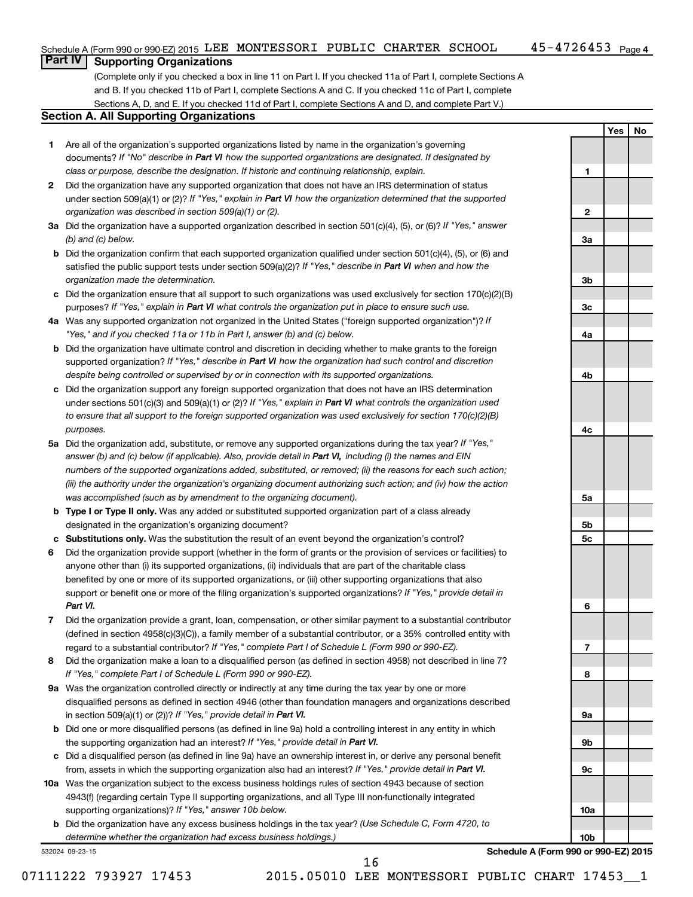## Part IV Supporting Organizations

(Complete only if you checked a box in line 11 on Part I. If you checked 11a of Part I, complete Sections A and B. If you checked 11b of Part I, complete Sections A and C. If you checked 11c of Part I, complete Sections A, D, and E. If you checked 11d of Part I, complete Sections A and D, and complete Part V.)

### Section A. All Supporting Organizations

| | | | Yes | No |
|---|---|---|---|---|
| **1** | Are all of the organization's supported organizations listed by name in the organization's governing documents? *If "No" describe in **Part VI** how the supported organizations are designated. If designated by class or purpose, describe the designation. If historic and continuing relationship, explain.* | 1 | | |
| **2** | Did the organization have any supported organization that does not have an IRS determination of status under section 509(a)(1) or (2)? *If "Yes," explain in **Part VI** how the organization determined that the supported organization was described in section 509(a)(1) or (2).* | 2 | | |
| **3a** | Did the organization have a supported organization described in section 501(c)(4), (5), or (6)? *If "Yes," answer (b) and (c) below.* | 3a | | |
| **b** | Did the organization confirm that each supported organization qualified under section 501(c)(4), (5), or (6) and satisfied the public support tests under section 509(a)(2)? *If "Yes," describe in **Part VI** when and how the organization made the determination.* | 3b | | |
| **c** | Did the organization ensure that all support to such organizations was used exclusively for section 170(c)(2)(B) purposes? *If "Yes," explain in **Part VI** what controls the organization put in place to ensure such use.* | 3c | | |
| **4a** | Was any supported organization not organized in the United States ("foreign supported organization")? *If "Yes," and if you checked 11a or 11b in Part I, answer (b) and (c) below.* | 4a | | |
| **b** | Did the organization have ultimate control and discretion in deciding whether to make grants to the foreign supported organization? *If "Yes," describe in **Part VI** how the organization had such control and discretion despite being controlled or supervised by or in connection with its supported organizations.* | 4b | | |
| **c** | Did the organization support any foreign supported organization that does not have an IRS determination under sections 501(c)(3) and 509(a)(1) or (2)? *If "Yes," explain in **Part VI** what controls the organization used to ensure that all support to the foreign supported organization was used exclusively for section 170(c)(2)(B) purposes.* | 4c | | |
| **5a** | Did the organization add, substitute, or remove any supported organizations during the tax year? *If "Yes," answer (b) and (c) below (if applicable). Also, provide detail in **Part VI**, including (i) the names and EIN numbers of the supported organizations added, substituted, or removed; (ii) the reasons for each such action; (iii) the authority under the organization's organizing document authorizing such action; and (iv) how the action was accomplished (such as by amendment to the organizing document).* | 5a | | |
| **b** | **Type I or Type II only.** Was any added or substituted supported organization part of a class already designated in the organization's organizing document? | 5b | | |
| **c** | **Substitutions only.** Was the substitution the result of an event beyond the organization's control? | 5c | | |
| **6** | Did the organization provide support (whether in the form of grants or the provision of services or facilities) to anyone other than (i) its supported organizations, (ii) individuals that are part of the charitable class benefited by one or more of its supported organizations, or (iii) other supporting organizations that also support or benefit one or more of the filing organization's supported organizations? *If "Yes," provide detail in **Part VI.*** | 6 | | |
| **7** | Did the organization provide a grant, loan, compensation, or other similar payment to a substantial contributor (defined in section 4958(c)(3)(C)), a family member of a substantial contributor, or a 35% controlled entity with regard to a substantial contributor? *If "Yes," complete Part I of Schedule L (Form 990 or 990-EZ).* | 7 | | |
| **8** | Did the organization make a loan to a disqualified person (as defined in section 4958) not described in line 7? *If "Yes," complete Part I of Schedule L (Form 990 or 990-EZ).* | 8 | | |
| **9a** | Was the organization controlled directly or indirectly at any time during the tax year by one or more disqualified persons as defined in section 4946 (other than foundation managers and organizations described in section 509(a)(1) or (2))? *If "Yes," provide detail in **Part VI.*** | 9a | | |
| **b** | Did one or more disqualified persons (as defined in line 9a) hold a controlling interest in any entity in which the supporting organization had an interest? *If "Yes," provide detail in **Part VI.*** | 9b | | |
| **c** | Did a disqualified person (as defined in line 9a) have an ownership interest in, or derive any personal benefit from, assets in which the supporting organization also had an interest? *If "Yes," provide detail in **Part VI.*** | 9c | | |
| **10a** | Was the organization subject to the excess business holdings rules of section 4943 because of section 4943(f) (regarding certain Type II supporting organizations, and all Type III non-functionally integrated supporting organizations)? *If "Yes," answer 10b below.* | 10a | | |
| **b** | Did the organization have any excess business holdings in the tax year? *(Use Schedule C, Form 4720, to determine whether the organization had excess business holdings.)* | 10b | | |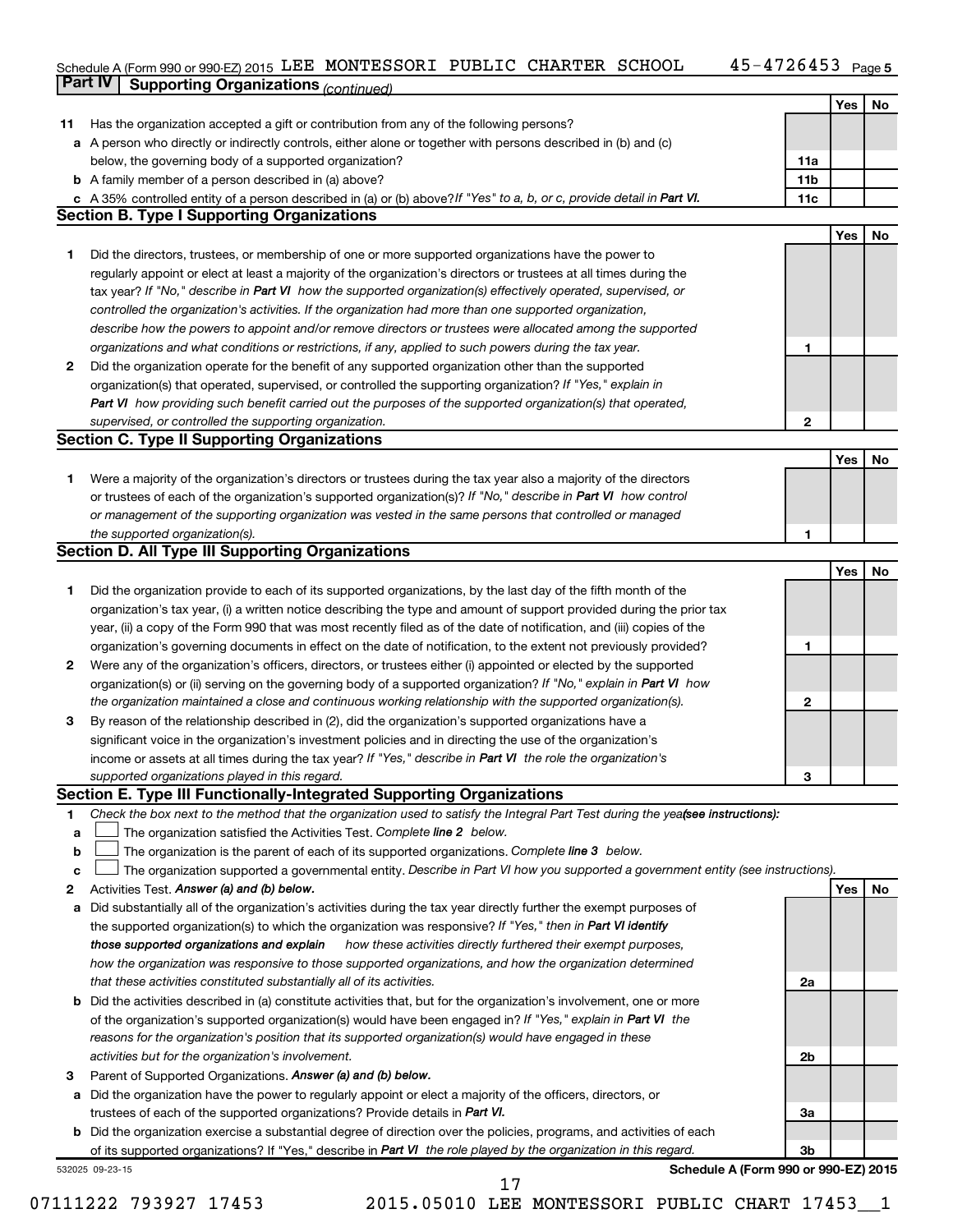Schedule A (Form 990 or 990-EZ) 2015 LEE MONTESSORI PUBLIC CHARTER SCHOOL 45-4726453 Page 5

## Part IV Supporting Organizations *(continued)*

| | | | Yes | No |
|---|---|---|---|---|
| 11 | Has the organization accepted a gift or contribution from any of the following persons? | | | |
| a | A person who directly or indirectly controls, either alone or together with persons described in (b) and (c) below, the governing body of a supported organization? | 11a | | |
| b | A family member of a person described in (a) above? | 11b | | |
| c | A 35% controlled entity of a person described in (a) or (b) above? *If "Yes" to a, b, or c, provide detail in **Part VI.*** | 11c | | |

### Section B. Type I Supporting Organizations

| | | | Yes | No |
|---|---|---|---|---|
| 1 | Did the directors, trustees, or membership of one or more supported organizations have the power to regularly appoint or elect at least a majority of the organization's directors or trustees at all times during the tax year? *If "No," describe in **Part VI** how the supported organization(s) effectively operated, supervised, or controlled the organization's activities. If the organization had more than one supported organization, describe how the powers to appoint and/or remove directors or trustees were allocated among the supported organizations and what conditions or restrictions, if any, applied to such powers during the tax year.* | 1 | | |
| 2 | Did the organization operate for the benefit of any supported organization other than the supported organization(s) that operated, supervised, or controlled the supporting organization? *If "Yes," explain in **Part VI** how providing such benefit carried out the purposes of the supported organization(s) that operated, supervised, or controlled the supporting organization.* | 2 | | |

### Section C. Type II Supporting Organizations

| | | | Yes | No |
|---|---|---|---|---|
| 1 | Were a majority of the organization's directors or trustees during the tax year also a majority of the directors or trustees of each of the organization's supported organization(s)? *If "No," describe in **Part VI** how control or management of the supporting organization was vested in the same persons that controlled or managed the supported organization(s).* | 1 | | |

### Section D. All Type III Supporting Organizations

| | | | Yes | No |
|---|---|---|---|---|
| 1 | Did the organization provide to each of its supported organizations, by the last day of the fifth month of the organization's tax year, (i) a written notice describing the type and amount of support provided during the prior tax year, (ii) a copy of the Form 990 that was most recently filed as of the date of notification, and (iii) copies of the organization's governing documents in effect on the date of notification, to the extent not previously provided? | 1 | | |
| 2 | Were any of the organization's officers, directors, or trustees either (i) appointed or elected by the supported organization(s) or (ii) serving on the governing body of a supported organization? *If "No," explain in **Part VI** how the organization maintained a close and continuous working relationship with the supported organization(s).* | 2 | | |
| 3 | By reason of the relationship described in (2), did the organization's supported organizations have a significant voice in the organization's investment policies and in directing the use of the organization's income or assets at all times during the tax year? *If "Yes," describe in **Part VI** the role the organization's supported organizations played in this regard.* | 3 | | |

### Section E. Type III Functionally-Integrated Supporting Organizations

1 *Check the box next to the method that the organization used to satisfy the Integral Part Test during the year(see instructions):*

- a ☐ The organization satisfied the Activities Test. *Complete **line 2** below.*
- b ☐ The organization is the parent of each of its supported organizations. *Complete **line 3** below.*
- c ☐ The organization supported a governmental entity. *Describe in Part VI how you supported a government entity (see instructions).*

| | | | Yes | No |
|---|---|---|---|---|
| 2 | Activities Test. ***Answer (a) and (b) below.*** | | | |
| a | Did substantially all of the organization's activities during the tax year directly further the exempt purposes of the supported organization(s) to which the organization was responsive? *If "Yes," then in **Part VI identify those supported organizations and explain** how these activities directly furthered their exempt purposes, how the organization was responsive to those supported organizations, and how the organization determined that these activities constituted substantially all of its activities.* | 2a | | |
| b | Did the activities described in (a) constitute activities that, but for the organization's involvement, one or more of the organization's supported organization(s) would have been engaged in? *If "Yes," explain in **Part VI** the reasons for the organization's position that its supported organization(s) would have engaged in these activities but for the organization's involvement.* | 2b | | |
| 3 | Parent of Supported Organizations. ***Answer (a) and (b) below.*** | | | |
| a | Did the organization have the power to regularly appoint or elect a majority of the officers, directors, or trustees of each of the supported organizations? Provide details in ***Part VI.*** | 3a | | |
| b | Did the organization exercise a substantial degree of direction over the policies, programs, and activities of each of its supported organizations? If "Yes," describe in ***Part VI*** *the role played by the organization in this regard.* | 3b | | |

532025 09-23-15 **Schedule A (Form 990 or 990-EZ) 2015**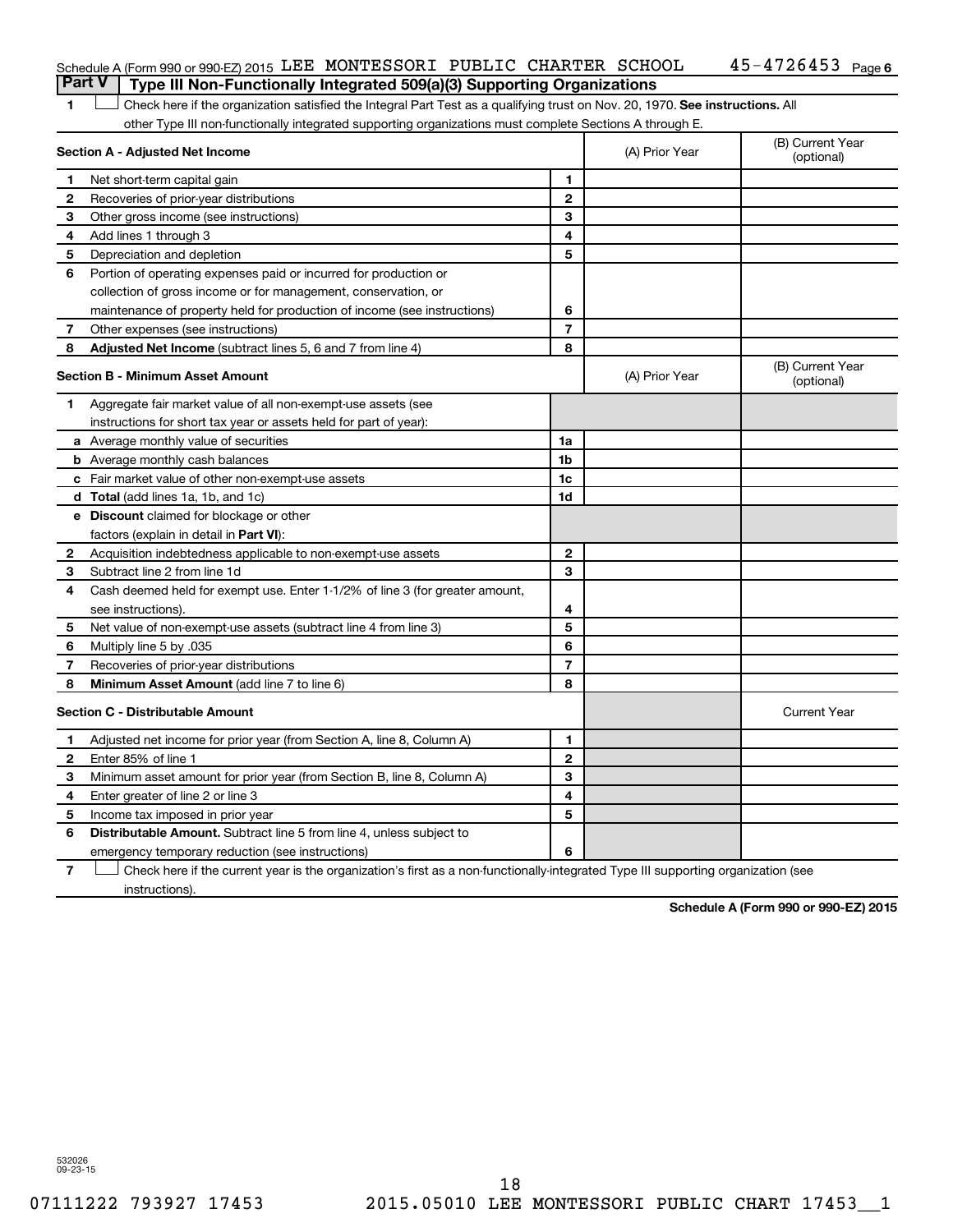Schedule A (Form 990 or 990-EZ) 2015 LEE MONTESSORI PUBLIC CHARTER SCHOOL 45-4726453 Page 6

## Part V Type III Non-Functionally Integrated 509(a)(3) Supporting Organizations

1 ☐ Check here if the organization satisfied the Integral Part Test as a qualifying trust on Nov. 20, 1970. **See instructions.** All other Type III non-functionally integrated supporting organizations must complete Sections A through E.

| **Section A - Adjusted Net Income** | | (A) Prior Year | (B) Current Year (optional) |
|---|---|---|---|
| **1** Net short-term capital gain | **1** | | |
| **2** Recoveries of prior-year distributions | **2** | | |
| **3** Other gross income (see instructions) | **3** | | |
| **4** Add lines 1 through 3 | **4** | | |
| **5** Depreciation and depletion | **5** | | |
| **6** Portion of operating expenses paid or incurred for production or collection of gross income or for management, conservation, or maintenance of property held for production of income (see instructions) | **6** | | |
| **7** Other expenses (see instructions) | **7** | | |
| **8** **Adjusted Net Income** (subtract lines 5, 6 and 7 from line 4) | **8** | | |

| **Section B - Minimum Asset Amount** | | (A) Prior Year | (B) Current Year (optional) |
|---|---|---|---|
| **1** Aggregate fair market value of all non-exempt-use assets (see instructions for short tax year or assets held for part of year): | | | |
| **a** Average monthly value of securities | **1a** | | |
| **b** Average monthly cash balances | **1b** | | |
| **c** Fair market value of other non-exempt-use assets | **1c** | | |
| **d** **Total** (add lines 1a, 1b, and 1c) | **1d** | | |
| **e** **Discount** claimed for blockage or other factors (explain in detail in **Part VI**): | | | |
| **2** Acquisition indebtedness applicable to non-exempt-use assets | **2** | | |
| **3** Subtract line 2 from line 1d | **3** | | |
| **4** Cash deemed held for exempt use. Enter 1-1/2% of line 3 (for greater amount, see instructions). | **4** | | |
| **5** Net value of non-exempt-use assets (subtract line 4 from line 3) | **5** | | |
| **6** Multiply line 5 by .035 | **6** | | |
| **7** Recoveries of prior-year distributions | **7** | | |
| **8** **Minimum Asset Amount** (add line 7 to line 6) | **8** | | |

| **Section C - Distributable Amount** | | | Current Year |
|---|---|---|---|
| **1** Adjusted net income for prior year (from Section A, line 8, Column A) | **1** | | |
| **2** Enter 85% of line 1 | **2** | | |
| **3** Minimum asset amount for prior year (from Section B, line 8, Column A) | **3** | | |
| **4** Enter greater of line 2 or line 3 | **4** | | |
| **5** Income tax imposed in prior year | **5** | | |
| **6** **Distributable Amount.** Subtract line 5 from line 4, unless subject to emergency temporary reduction (see instructions) | **6** | | |

7 ☐ Check here if the current year is the organization's first as a non-functionally-integrated Type III supporting organization (see instructions).

**Schedule A (Form 990 or 990-EZ) 2015**

532026 09-23-15

07111222 793927 17453 2015.05010 LEE MONTESSORI PUBLIC CHART 17453__1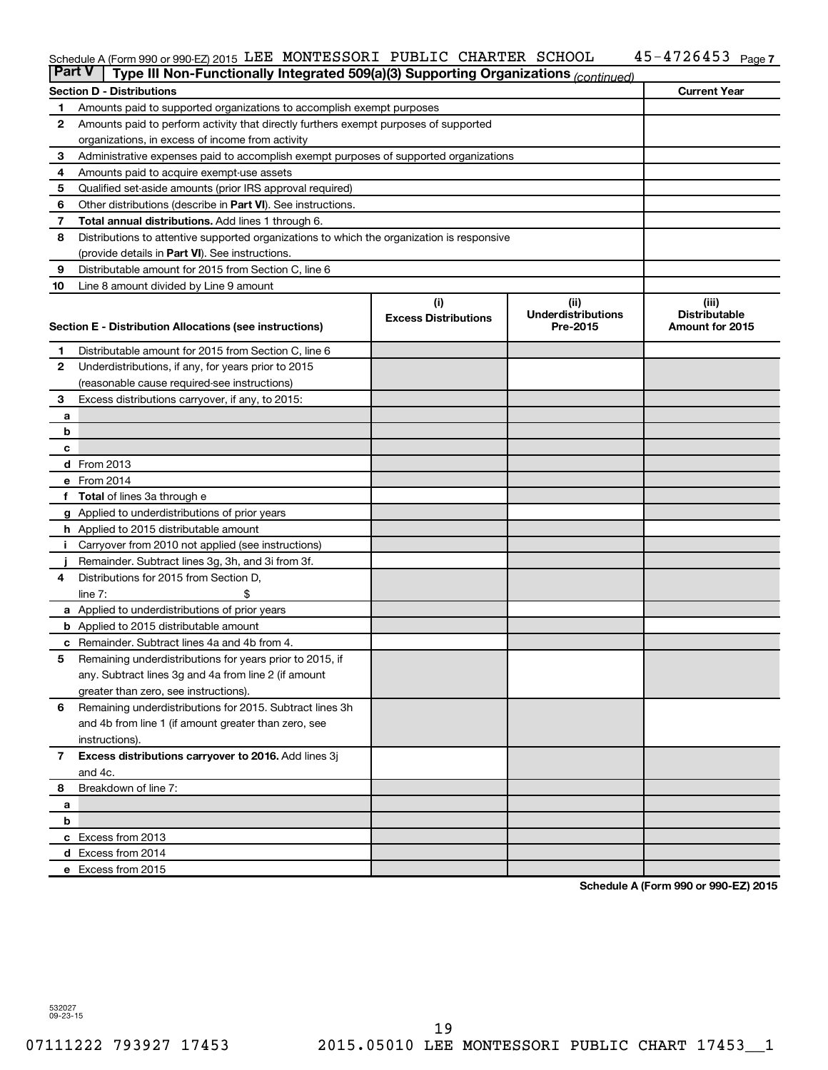Schedule A (Form 990 or 990-EZ) 2015 LEE MONTESSORI PUBLIC CHARTER SCHOOL 45-4726453 Page 7

## Part V | Type III Non-Functionally Integrated 509(a)(3) Supporting Organizations *(continued)*

| Section D - Distributions | | Current Year |
|---|---|---|
| 1 | Amounts paid to supported organizations to accomplish exempt purposes | |
| 2 | Amounts paid to perform activity that directly furthers exempt purposes of supported organizations, in excess of income from activity | |
| 3 | Administrative expenses paid to accomplish exempt purposes of supported organizations | |
| 4 | Amounts paid to acquire exempt-use assets | |
| 5 | Qualified set-aside amounts (prior IRS approval required) | |
| 6 | Other distributions (describe in **Part VI**). See instructions. | |
| 7 | **Total annual distributions.** Add lines 1 through 6. | |
| 8 | Distributions to attentive supported organizations to which the organization is responsive (provide details in **Part VI**). See instructions. | |
| 9 | Distributable amount for 2015 from Section C, line 6 | |
| 10 | Line 8 amount divided by Line 9 amount | |

| Section E - Distribution Allocations (see instructions) | | (i) Excess Distributions | (ii) Underdistributions Pre-2015 | (iii) Distributable Amount for 2015 |
|---|---|---|---|---|
| 1 | Distributable amount for 2015 from Section C, line 6 | | | |
| 2 | Underdistributions, if any, for years prior to 2015 (reasonable cause required-see instructions) | | | |
| 3 | Excess distributions carryover, if any, to 2015: | | | |
| a | | | | |
| b | | | | |
| c | | | | |
| d | From 2013 | | | |
| e | From 2014 | | | |
| f | **Total** of lines 3a through e | | | |
| g | Applied to underdistributions of prior years | | | |
| h | Applied to 2015 distributable amount | | | |
| i | Carryover from 2010 not applied (see instructions) | | | |
| j | Remainder. Subtract lines 3g, 3h, and 3i from 3f. | | | |
| 4 | Distributions for 2015 from Section D, line 7: $ | | | |
| a | Applied to underdistributions of prior years | | | |
| b | Applied to 2015 distributable amount | | | |
| c | Remainder. Subtract lines 4a and 4b from 4. | | | |
| 5 | Remaining underdistributions for years prior to 2015, if any. Subtract lines 3g and 4a from line 2 (if amount greater than zero, see instructions). | | | |
| 6 | Remaining underdistributions for 2015. Subtract lines 3h and 4b from line 1 (if amount greater than zero, see instructions). | | | |
| 7 | **Excess distributions carryover to 2016.** Add lines 3j and 4c. | | | |
| 8 | Breakdown of line 7: | | | |
| a | | | | |
| b | | | | |
| c | Excess from 2013 | | | |
| d | Excess from 2014 | | | |
| e | Excess from 2015 | | | |

**Schedule A (Form 990 or 990-EZ) 2015**

532027
09-23-15

07111222 793927 17453 2015.05010 LEE MONTESSORI PUBLIC CHART 17453__1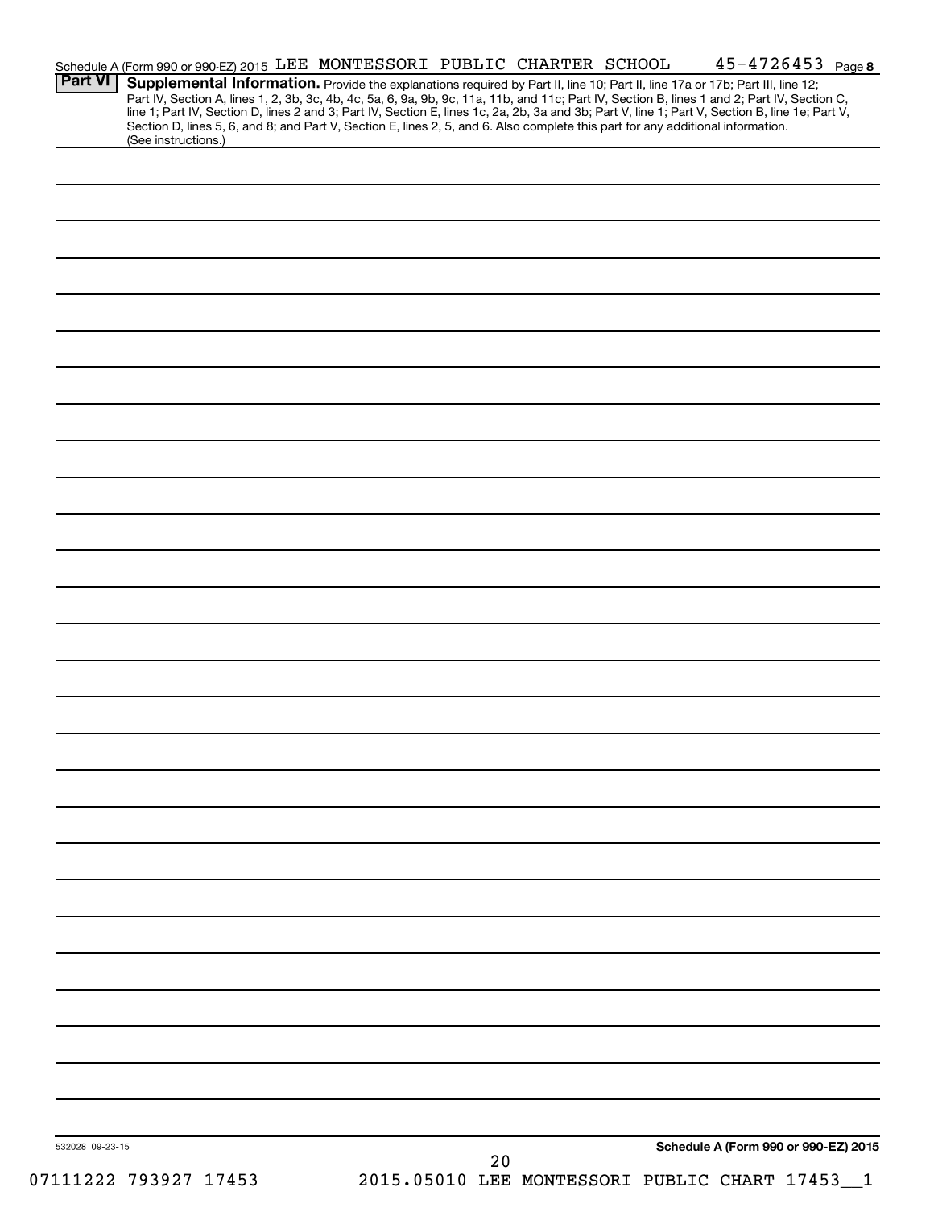Schedule A (Form 990 or 990-EZ) 2015 LEE MONTESSORI PUBLIC CHARTER SCHOOL 45-4726453 Page 8

**Part VI** **Supplemental Information.** Provide the explanations required by Part II, line 10; Part II, line 17a or 17b; Part III, line 12; Part IV, Section A, lines 1, 2, 3b, 3c, 4b, 4c, 5a, 6, 9a, 9b, 9c, 11a, 11b, and 11c; Part IV, Section B, lines 1 and 2; Part IV, Section C, line 1; Part IV, Section D, lines 2 and 3; Part IV, Section E, lines 1c, 2a, 2b, 3a and 3b; Part V, line 1; Part V, Section B, line 1e; Part V, Section D, lines 5, 6, and 8; and Part V, Section E, lines 2, 5, and 6. Also complete this part for any additional information. (See instructions.)

532028 09-23-15

**Schedule A (Form 990 or 990-EZ) 2015**

07111222 793927 17453 2015.05010 LEE MONTESSORI PUBLIC CHART 17453__1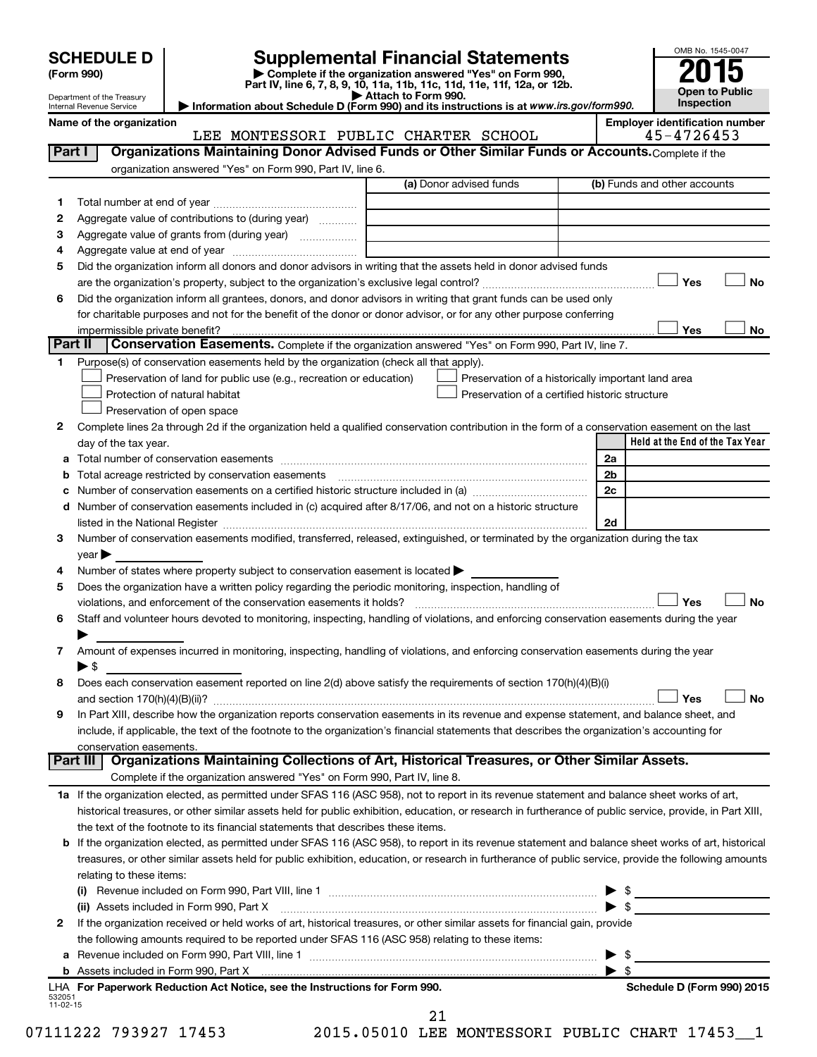**SCHEDULE D (Form 990)**

Department of the Treasury
Internal Revenue Service

# Supplemental Financial Statements

▶ Complete if the organization answered "Yes" on Form 990, Part IV, line 6, 7, 8, 9, 10, 11a, 11b, 11c, 11d, 11e, 11f, 12a, or 12b.
▶ Attach to Form 990.
▶ Information about Schedule D (Form 990) and its instructions is at *www.irs.gov/form990.*

OMB No. 1545-0047
**2015**
**Open to Public Inspection**

**Name of the organization:** LEE MONTESSORI PUBLIC CHARTER SCHOOL

**Employer identification number:** 45-4726453

## Part I Organizations Maintaining Donor Advised Funds or Other Similar Funds or Accounts.

Complete if the organization answered "Yes" on Form 990, Part IV, line 6.

| | | (a) Donor advised funds | (b) Funds and other accounts |
|---|---|---|---|
| 1 | Total number at end of year | | |
| 2 | Aggregate value of contributions to (during year) | | |
| 3 | Aggregate value of grants from (during year) | | |
| 4 | Aggregate value at end of year | | |

5 Did the organization inform all donors and donor advisors in writing that the assets held in donor advised funds are the organization's property, subject to the organization's exclusive legal control? ☐ Yes ☐ No

6 Did the organization inform all grantees, donors, and donor advisors in writing that grant funds can be used only for charitable purposes and not for the benefit of the donor or donor advisor, or for any other purpose conferring impermissible private benefit? ☐ Yes ☐ No

## Part II Conservation Easements.

Complete if the organization answered "Yes" on Form 990, Part IV, line 7.

1 Purpose(s) of conservation easements held by the organization (check all that apply).

- ☐ Preservation of land for public use (e.g., recreation or education)
- ☐ Protection of natural habitat
- ☐ Preservation of open space
- ☐ Preservation of a historically important land area
- ☐ Preservation of a certified historic structure

2 Complete lines 2a through 2d if the organization held a qualified conservation contribution in the form of a conservation easement on the last day of the tax year.

| | | | Held at the End of the Tax Year |
|---|---|---|---|
| a | Total number of conservation easements | 2a | |
| b | Total acreage restricted by conservation easements | 2b | |
| c | Number of conservation easements on a certified historic structure included in (a) | 2c | |
| d | Number of conservation easements included in (c) acquired after 8/17/06, and not on a historic structure listed in the National Register | 2d | |

3 Number of conservation easements modified, transferred, released, extinguished, or terminated by the organization during the tax year ▶

4 Number of states where property subject to conservation easement is located ▶

5 Does the organization have a written policy regarding the periodic monitoring, inspection, handling of violations, and enforcement of the conservation easements it holds? ☐ Yes ☐ No

6 Staff and volunteer hours devoted to monitoring, inspecting, handling of violations, and enforcing conservation easements during the year ▶

7 Amount of expenses incurred in monitoring, inspecting, handling of violations, and enforcing conservation easements during the year ▶ $

8 Does each conservation easement reported on line 2(d) above satisfy the requirements of section 170(h)(4)(B)(i) and section 170(h)(4)(B)(ii)? ☐ Yes ☐ No

9 In Part XIII, describe how the organization reports conservation easements in its revenue and expense statement, and balance sheet, and include, if applicable, the text of the footnote to the organization's financial statements that describes the organization's accounting for conservation easements.

## Part III Organizations Maintaining Collections of Art, Historical Treasures, or Other Similar Assets.

Complete if the organization answered "Yes" on Form 990, Part IV, line 8.

1a If the organization elected, as permitted under SFAS 116 (ASC 958), not to report in its revenue statement and balance sheet works of art, historical treasures, or other similar assets held for public exhibition, education, or research in furtherance of public service, provide, in Part XIII, the text of the footnote to its financial statements that describes these items.

b If the organization elected, as permitted under SFAS 116 (ASC 958), to report in its revenue statement and balance sheet works of art, historical treasures, or other similar assets held for public exhibition, education, or research in furtherance of public service, provide the following amounts relating to these items:

(i) Revenue included on Form 990, Part VIII, line 1 ▶ $

(ii) Assets included in Form 990, Part X ▶ $

2 If the organization received or held works of art, historical treasures, or other similar assets for financial gain, provide the following amounts required to be reported under SFAS 116 (ASC 958) relating to these items:

a Revenue included on Form 990, Part VIII, line 1 ▶ $

b Assets included in Form 990, Part X ▶ $

LHA For Paperwork Reduction Act Notice, see the Instructions for Form 990. Schedule D (Form 990) 2015

532051 11-02-15

07111222 793927 17453 2015.05010 LEE MONTESSORI PUBLIC CHART 17453__1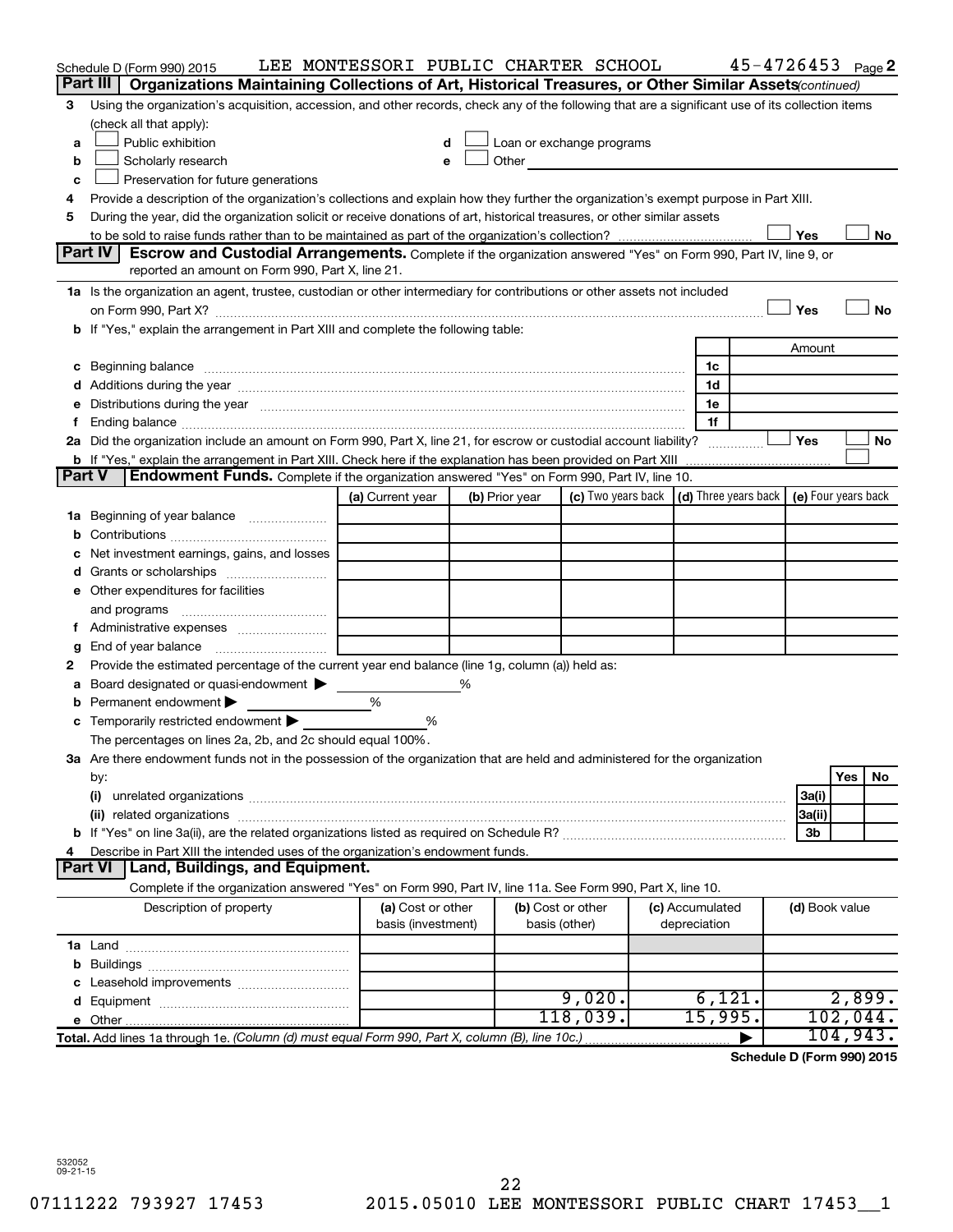Schedule D (Form 990) 2015 LEE MONTESSORI PUBLIC CHARTER SCHOOL 45-4726453 Page 2

## Part III Organizations Maintaining Collections of Art, Historical Treasures, or Other Similar Assets *(continued)*

3 Using the organization's acquisition, accession, and other records, check any of the following that are a significant use of its collection items (check all that apply):

a ☐ Public exhibition
b ☐ Scholarly research
c ☐ Preservation for future generations
d ☐ Loan or exchange programs
e ☐ Other

4 Provide a description of the organization's collections and explain how they further the organization's exempt purpose in Part XIII.

5 During the year, did the organization solicit or receive donations of art, historical treasures, or other similar assets to be sold to raise funds rather than to be maintained as part of the organization's collection? ☐ Yes ☐ No

## Part IV Escrow and Custodial Arrangements.

Complete if the organization answered "Yes" on Form 990, Part IV, line 9, or reported an amount on Form 990, Part X, line 21.

1a Is the organization an agent, trustee, custodian or other intermediary for contributions or other assets not included on Form 990, Part X? ☐ Yes ☐ No

b If "Yes," explain the arrangement in Part XIII and complete the following table:

| | | Amount |
|---|---|---|
| c Beginning balance | 1c | |
| d Additions during the year | 1d | |
| e Distributions during the year | 1e | |
| f Ending balance | 1f | |

2a Did the organization include an amount on Form 990, Part X, line 21, for escrow or custodial account liability? ☐ Yes ☐ No

b If "Yes," explain the arrangement in Part XIII. Check here if the explanation has been provided on Part XIII ☐

## Part V Endowment Funds.

Complete if the organization answered "Yes" on Form 990, Part IV, line 10.

| | (a) Current year | (b) Prior year | (c) Two years back | (d) Three years back | (e) Four years back |
|---|---|---|---|---|---|
| 1a Beginning of year balance | | | | | |
| b Contributions | | | | | |
| c Net investment earnings, gains, and losses | | | | | |
| d Grants or scholarships | | | | | |
| e Other expenditures for facilities and programs | | | | | |
| f Administrative expenses | | | | | |
| g End of year balance | | | | | |

2 Provide the estimated percentage of the current year end balance (line 1g, column (a)) held as:

a Board designated or quasi-endowment ▶ %
b Permanent endowment ▶ %
c Temporarily restricted endowment ▶ %

The percentages on lines 2a, 2b, and 2c should equal 100%.

3a Are there endowment funds not in the possession of the organization that are held and administered for the organization by:

| | | Yes | No |
|---|---|---|---|
| (i) unrelated organizations | 3a(i) | | |
| (ii) related organizations | 3a(ii) | | |
| b If "Yes" on line 3a(ii), are the related organizations listed as required on Schedule R? | 3b | | |

4 Describe in Part XIII the intended uses of the organization's endowment funds.

## Part VI Land, Buildings, and Equipment.

Complete if the organization answered "Yes" on Form 990, Part IV, line 11a. See Form 990, Part X, line 10.

| Description of property | (a) Cost or other basis (investment) | (b) Cost or other basis (other) | (c) Accumulated depreciation | (d) Book value |
|---|---|---|---|---|
| 1a Land | | | | |
| b Buildings | | | | |
| c Leasehold improvements | | | | |
| d Equipment | | 9,020. | 6,121. | 2,899. |
| e Other | | 118,039. | 15,995. | 102,044. |
| Total. Add lines 1a through 1e. *(Column (d) must equal Form 990, Part X, column (B), line 10c.)* ▶ | | | | 104,943. |

Schedule D (Form 990) 2015

532052 09-21-15

07111222 793927 17453 2015.05010 LEE MONTESSORI PUBLIC CHART 17453__1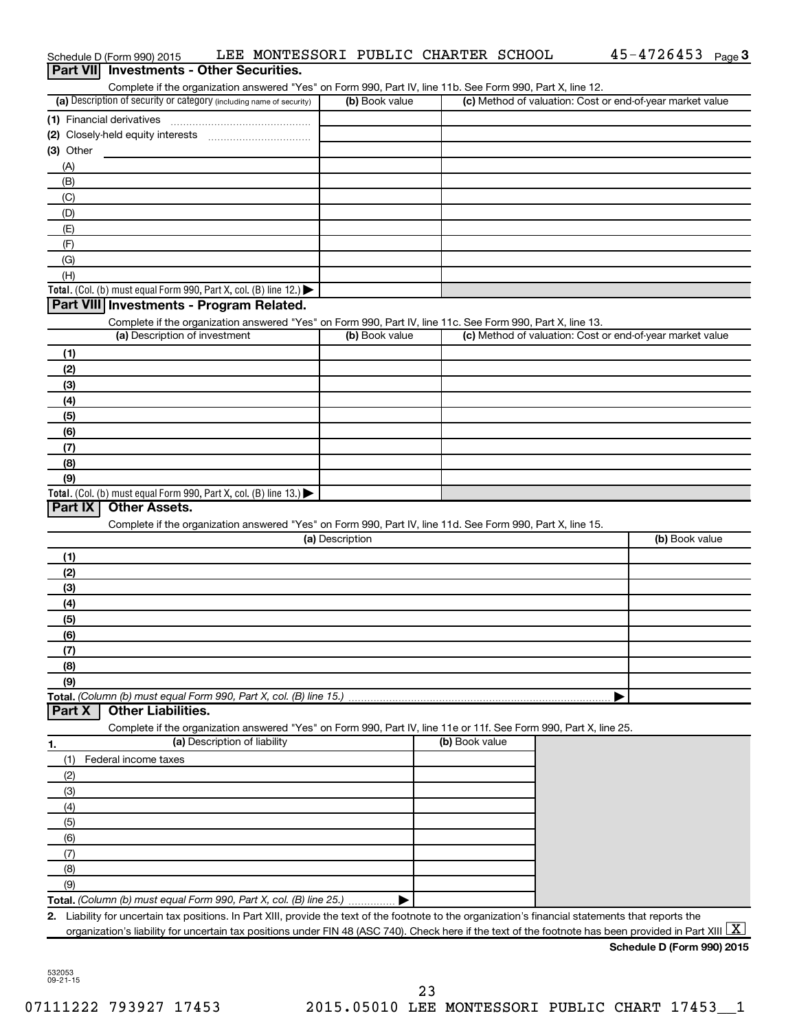Schedule D (Form 990) 2015 LEE MONTESSORI PUBLIC CHARTER SCHOOL 45-4726453 Page 3

## Part VII Investments - Other Securities.

Complete if the organization answered "Yes" on Form 990, Part IV, line 11b. See Form 990, Part X, line 12.

| (a) Description of security or category (including name of security) | (b) Book value | (c) Method of valuation: Cost or end-of-year market value |
|---|---|---|
| (1) Financial derivatives | | |
| (2) Closely-held equity interests | | |
| (3) Other | | |
| (A) | | |
| (B) | | |
| (C) | | |
| (D) | | |
| (E) | | |
| (F) | | |
| (G) | | |
| (H) | | |
| **Total.** (Col. (b) must equal Form 990, Part X, col. (B) line 12.) ▶ | | |

## Part VIII Investments - Program Related.

Complete if the organization answered "Yes" on Form 990, Part IV, line 11c. See Form 990, Part X, line 13.

| (a) Description of investment | (b) Book value | (c) Method of valuation: Cost or end-of-year market value |
|---|---|---|
| (1) | | |
| (2) | | |
| (3) | | |
| (4) | | |
| (5) | | |
| (6) | | |
| (7) | | |
| (8) | | |
| (9) | | |
| **Total.** (Col. (b) must equal Form 990, Part X, col. (B) line 13.) ▶ | | |

## Part IX Other Assets.

Complete if the organization answered "Yes" on Form 990, Part IV, line 11d. See Form 990, Part X, line 15.

| (a) Description | (b) Book value |
|---|---|
| (1) | |
| (2) | |
| (3) | |
| (4) | |
| (5) | |
| (6) | |
| (7) | |
| (8) | |
| (9) | |
| **Total.** *(Column (b) must equal Form 990, Part X, col. (B) line 15.)* ▶ | |

## Part X Other Liabilities.

Complete if the organization answered "Yes" on Form 990, Part IV, line 11e or 11f. See Form 990, Part X, line 25.

| 1. (a) Description of liability | (b) Book value |
|---|---|
| (1) Federal income taxes | |
| (2) | |
| (3) | |
| (4) | |
| (5) | |
| (6) | |
| (7) | |
| (8) | |
| (9) | |
| **Total.** *(Column (b) must equal Form 990, Part X, col. (B) line 25.)* ▶ | |

**2.** Liability for uncertain tax positions. In Part XIII, provide the text of the footnote to the organization's financial statements that reports the organization's liability for uncertain tax positions under FIN 48 (ASC 740). Check here if the text of the footnote has been provided in Part XIII [X]

**Schedule D (Form 990) 2015**

532053 09-21-15

07111222 793927 17453 2015.05010 LEE MONTESSORI PUBLIC CHART 17453__1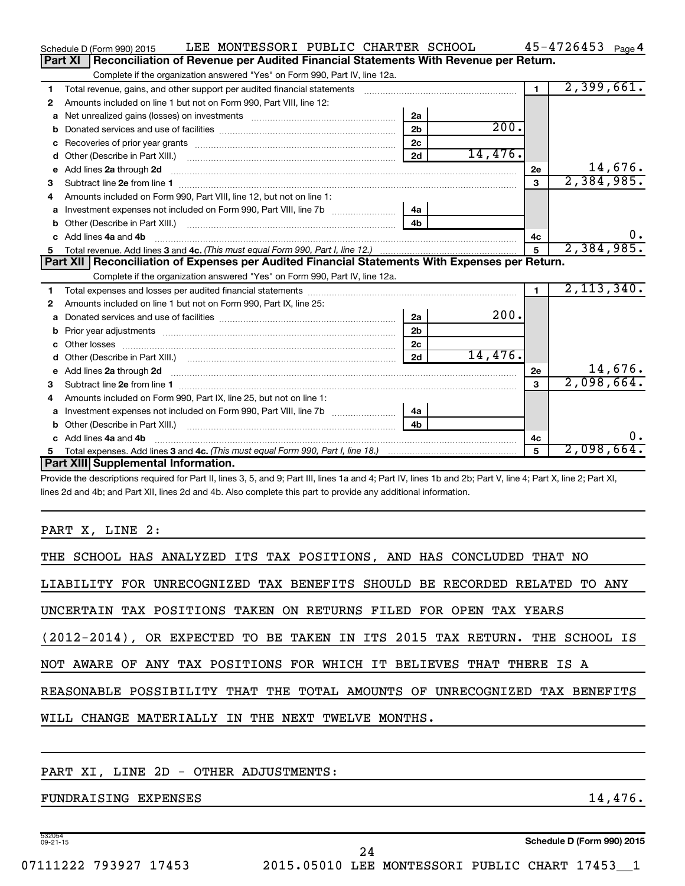Schedule D (Form 990) 2015 LEE MONTESSORI PUBLIC CHARTER SCHOOL 45-4726453

## Part XI Reconciliation of Revenue per Audited Financial Statements With Revenue per Return.

Complete if the organization answered "Yes" on Form 990, Part IV, line 12a.

| | | | | | |
|---|---|---|---|---|---|
| 1 | Total revenue, gains, and other support per audited financial statements | | | 1 | 2,399,661. |
| 2 | Amounts included on line 1 but not on Form 990, Part VIII, line 12: | | | | |
| a | Net unrealized gains (losses) on investments | 2a | | | |
| b | Donated services and use of facilities | 2b | 200. | | |
| c | Recoveries of prior year grants | 2c | | | |
| d | Other (Describe in Part XIII.) | 2d | 14,476. | | |
| e | Add lines 2a through 2d | | | 2e | 14,676. |
| 3 | Subtract line 2e from line 1 | | | 3 | 2,384,985. |
| 4 | Amounts included on Form 990, Part VIII, line 12, but not on line 1: | | | | |
| a | Investment expenses not included on Form 990, Part VIII, line 7b | 4a | | | |
| b | Other (Describe in Part XIII.) | 4b | | | |
| c | Add lines 4a and 4b | | | 4c | 0. |
| 5 | Total revenue. Add lines 3 and 4c. *(This must equal Form 990, Part I, line 12.)* | | | 5 | 2,384,985. |

## Part XII Reconciliation of Expenses per Audited Financial Statements With Expenses per Return.

Complete if the organization answered "Yes" on Form 990, Part IV, line 12a.

| | | | | | |
|---|---|---|---|---|---|
| 1 | Total expenses and losses per audited financial statements | | | 1 | 2,113,340. |
| 2 | Amounts included on line 1 but not on Form 990, Part IX, line 25: | | | | |
| a | Donated services and use of facilities | 2a | 200. | | |
| b | Prior year adjustments | 2b | | | |
| c | Other losses | 2c | | | |
| d | Other (Describe in Part XIII.) | 2d | 14,476. | | |
| e | Add lines 2a through 2d | | | 2e | 14,676. |
| 3 | Subtract line 2e from line 1 | | | 3 | 2,098,664. |
| 4 | Amounts included on Form 990, Part IX, line 25, but not on line 1: | | | | |
| a | Investment expenses not included on Form 990, Part VIII, line 7b | 4a | | | |
| b | Other (Describe in Part XIII.) | 4b | | | |
| c | Add lines 4a and 4b | | | 4c | 0. |
| 5 | Total expenses. Add lines 3 and 4c. *(This must equal Form 990, Part I, line 18.)* | | | 5 | 2,098,664. |

## Part XIII Supplemental Information.

Provide the descriptions required for Part II, lines 3, 5, and 9; Part III, lines 1a and 4; Part IV, lines 1b and 2b; Part V, line 4; Part X, line 2; Part XI, lines 2d and 4b; and Part XII, lines 2d and 4b. Also complete this part to provide any additional information.

PART X, LINE 2:

THE SCHOOL HAS ANALYZED ITS TAX POSITIONS, AND HAS CONCLUDED THAT NO LIABILITY FOR UNRECOGNIZED TAX BENEFITS SHOULD BE RECORDED RELATED TO ANY UNCERTAIN TAX POSITIONS TAKEN ON RETURNS FILED FOR OPEN TAX YEARS (2012-2014), OR EXPECTED TO BE TAKEN IN ITS 2015 TAX RETURN. THE SCHOOL IS NOT AWARE OF ANY TAX POSITIONS FOR WHICH IT BELIEVES THAT THERE IS A REASONABLE POSSIBILITY THAT THE TOTAL AMOUNTS OF UNRECOGNIZED TAX BENEFITS WILL CHANGE MATERIALLY IN THE NEXT TWELVE MONTHS.

PART XI, LINE 2D - OTHER ADJUSTMENTS:

FUNDRAISING EXPENSES 14,476.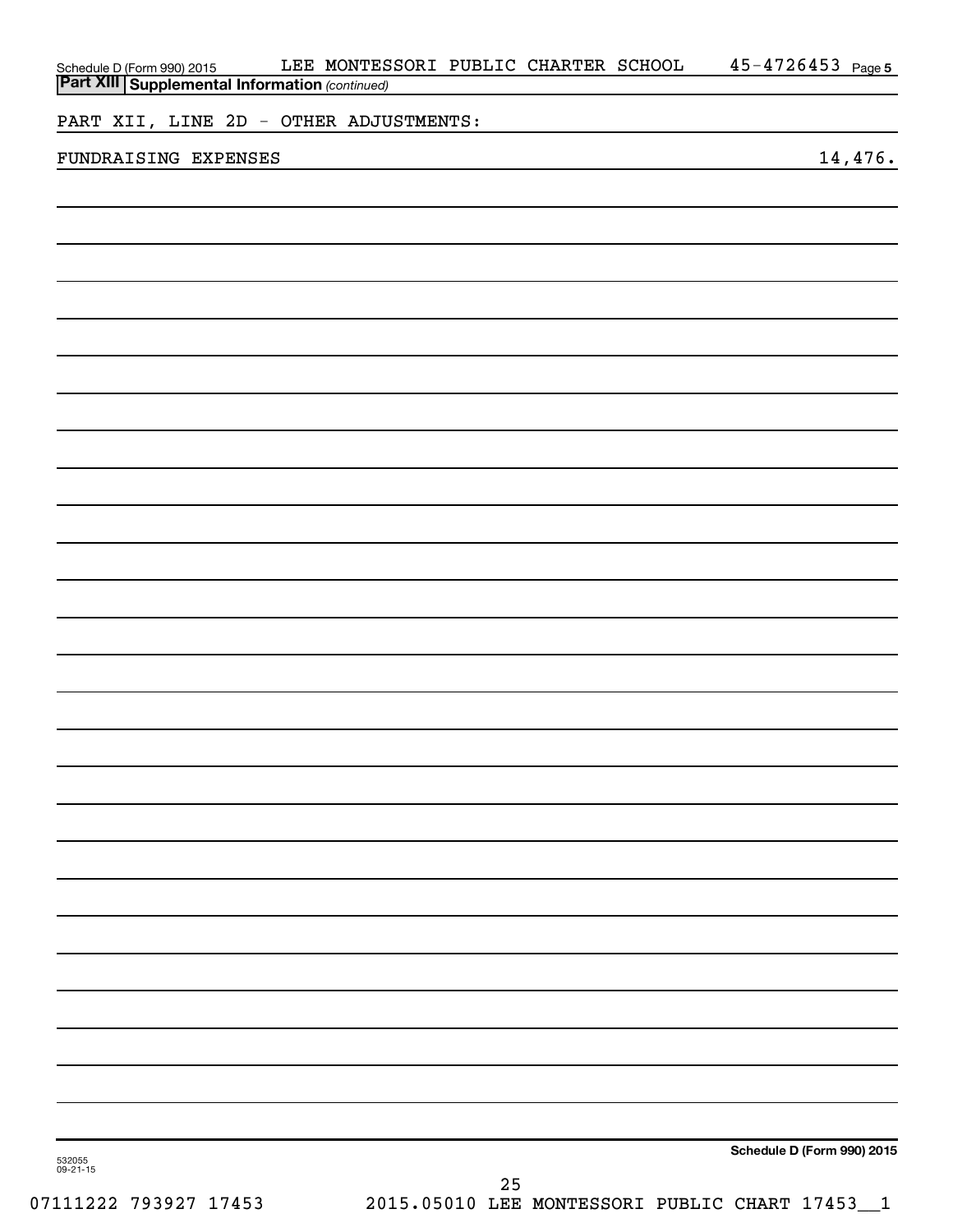## Part XIII Supplemental Information *(continued)*

PART XII, LINE 2D - OTHER ADJUSTMENTS:

| | |
|---|---|
| FUNDRAISING EXPENSES | 14,476. |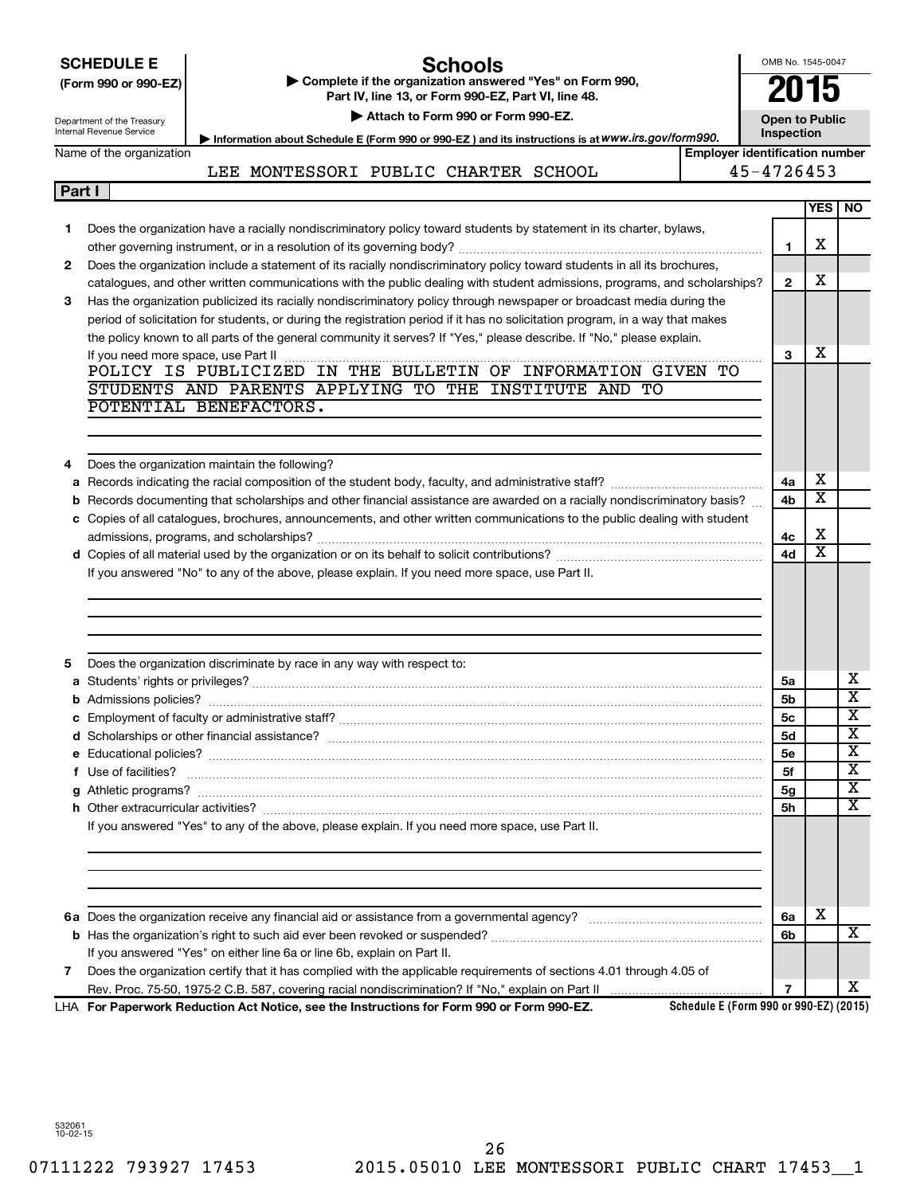**SCHEDULE E**
**(Form 990 or 990-EZ)**

Department of the Treasury
Internal Revenue Service

# Schools

▶ **Complete if the organization answered "Yes" on Form 990, Part IV, line 13, or Form 990-EZ, Part VI, line 48.**

▶ **Attach to Form 990 or Form 990-EZ.**

▶ **Information about Schedule E (Form 990 or 990-EZ) and its instructions is at** *www.irs.gov/form990.*

OMB No. 1545-0047

**2015**

**Open to Public Inspection**

| Name of the organization | Employer identification number |
|---|---|
| LEE MONTESSORI PUBLIC CHARTER SCHOOL | 45-4726453 |

**Part I**

| | | | YES | NO |
|---|---|---|---|---|
| **1** | Does the organization have a racially nondiscriminatory policy toward students by statement in its charter, bylaws, other governing instrument, or in a resolution of its governing body? | **1** | X | |
| **2** | Does the organization include a statement of its racially nondiscriminatory policy toward students in all its brochures, catalogues, and other written communications with the public dealing with student admissions, programs, and scholarships? | **2** | X | |
| **3** | Has the organization publicized its racially nondiscriminatory policy through newspaper or broadcast media during the period of solicitation for students, or during the registration period if it has no solicitation program, in a way that makes the policy known to all parts of the general community it serves? If "Yes," please describe. If "No," please explain. If you need more space, use Part II | **3** | X | |
| | POLICY IS PUBLICIZED IN THE BULLETIN OF INFORMATION GIVEN TO STUDENTS AND PARENTS APPLYING TO THE INSTITUTE AND TO POTENTIAL BENEFACTORS. | | | |
| **4** | Does the organization maintain the following? | | | |
| **a** | Records indicating the racial composition of the student body, faculty, and administrative staff? | **4a** | X | |
| **b** | Records documenting that scholarships and other financial assistance are awarded on a racially nondiscriminatory basis? | **4b** | X | |
| **c** | Copies of all catalogues, brochures, announcements, and other written communications to the public dealing with student admissions, programs, and scholarships? | **4c** | X | |
| **d** | Copies of all material used by the organization or on its behalf to solicit contributions? | **4d** | X | |
| | If you answered "No" to any of the above, please explain. If you need more space, use Part II. | | | |
| **5** | Does the organization discriminate by race in any way with respect to: | | | |
| **a** | Students' rights or privileges? | **5a** | | X |
| **b** | Admissions policies? | **5b** | | X |
| **c** | Employment of faculty or administrative staff? | **5c** | | X |
| **d** | Scholarships or other financial assistance? | **5d** | | X |
| **e** | Educational policies? | **5e** | | X |
| **f** | Use of facilities? | **5f** | | X |
| **g** | Athletic programs? | **5g** | | X |
| **h** | Other extracurricular activities? | **5h** | | X |
| | If you answered "Yes" to any of the above, please explain. If you need more space, use Part II. | | | |
| **6a** | Does the organization receive any financial aid or assistance from a governmental agency? | **6a** | X | |
| **b** | Has the organization's right to such aid ever been revoked or suspended? | **6b** | | X |
| | If you answered "Yes" on either line 6a or line 6b, explain on Part II. | | | |
| **7** | Does the organization certify that it has complied with the applicable requirements of sections 4.01 through 4.05 of Rev. Proc. 75-50, 1975-2 C.B. 587, covering racial nondiscrimination? If "No," explain on Part II | **7** | | X |

LHA **For Paperwork Reduction Act Notice, see the Instructions for Form 990 or Form 990-EZ.** **Schedule E (Form 990 or 990-EZ) (2015)**

532061
10-02-15

07111222 793927 17453 2015.05010 LEE MONTESSORI PUBLIC CHART 17453__1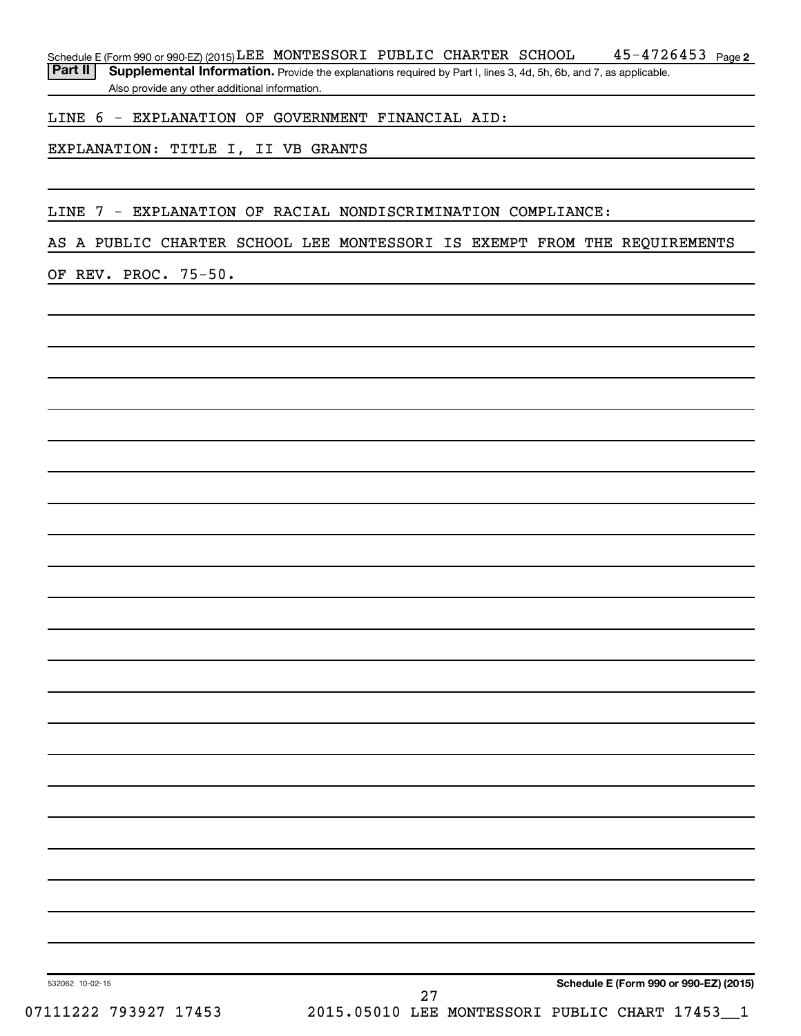Schedule E (Form 990 or 990-EZ) (2015) LEE MONTESSORI PUBLIC CHARTER SCHOOL 45-4726453 Page **2**

**Part II** **Supplemental Information.** Provide the explanations required by Part I, lines 3, 4d, 5h, 6b, and 7, as applicable. Also provide any other additional information.

LINE 6 - EXPLANATION OF GOVERNMENT FINANCIAL AID:

EXPLANATION: TITLE I, II VB GRANTS

LINE 7 - EXPLANATION OF RACIAL NONDISCRIMINATION COMPLIANCE:

AS A PUBLIC CHARTER SCHOOL LEE MONTESSORI IS EXEMPT FROM THE REQUIREMENTS OF REV. PROC. 75-50.

532062 10-02-15 **Schedule E (Form 990 or 990-EZ) (2015)**

07111222 793927 17453 2015.05010 LEE MONTESSORI PUBLIC CHART 17453__1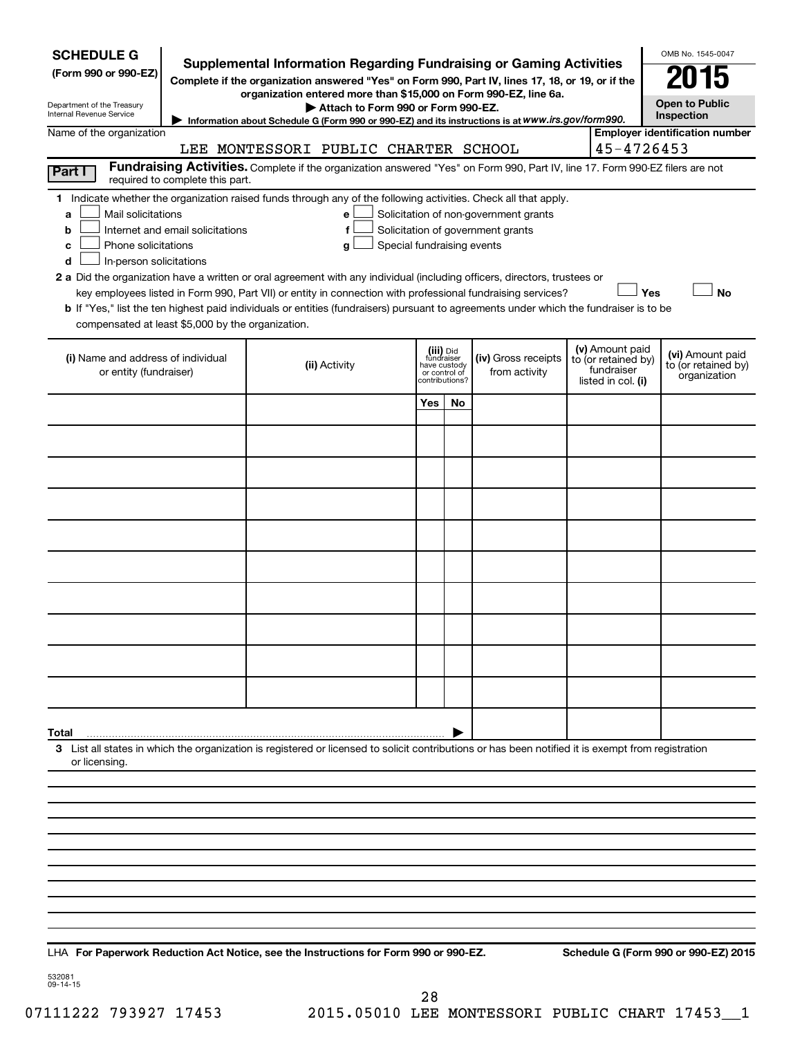**SCHEDULE G**
**(Form 990 or 990-EZ)**

Department of the Treasury
Internal Revenue Service

# Supplemental Information Regarding Fundraising or Gaming Activities

**Complete if the organization answered "Yes" on Form 990, Part IV, lines 17, 18, or 19, or if the organization entered more than $15,000 on Form 990-EZ, line 6a.**

▶ Attach to Form 990 or Form 990-EZ.

▶ Information about Schedule G (Form 990 or 990-EZ) and its instructions is at *www.irs.gov/form990.*

OMB No. 1545-0047

**2015**

**Open to Public Inspection**

Name of the organization: LEE MONTESSORI PUBLIC CHARTER SCHOOL

**Employer identification number** 45-4726453

**Part I** **Fundraising Activities.** Complete if the organization answered "Yes" on Form 990, Part IV, line 17. Form 990-EZ filers are not required to complete this part.

**1** Indicate whether the organization raised funds through any of the following activities. Check all that apply.

- **a** ☐ Mail solicitations
- **b** ☐ Internet and email solicitations
- **c** ☐ Phone solicitations
- **d** ☐ In-person solicitations
- **e** ☐ Solicitation of non-government grants
- **f** ☐ Solicitation of government grants
- **g** ☐ Special fundraising events

**2 a** Did the organization have a written or oral agreement with any individual (including officers, directors, trustees or key employees listed in Form 990, Part VII) or entity in connection with professional fundraising services? ☐ **Yes** ☐ **No**

**b** If "Yes," list the ten highest paid individuals or entities (fundraisers) pursuant to agreements under which the fundraiser is to be compensated at least $5,000 by the organization.

| (i) Name and address of individual or entity (fundraiser) | (ii) Activity | (iii) Did fundraiser have custody or control of contributions? | | (iv) Gross receipts from activity | (v) Amount paid to (or retained by) fundraiser listed in col. (i) | (vi) Amount paid to (or retained by) organization |
|---|---|---|---|---|---|---|
| | | Yes | No | | | |
| | | | | | | |
| | | | | | | |
| | | | | | | |
| | | | | | | |
| | | | | | | |
| | | | | | | |
| | | | | | | |
| | | | | | | |
| | | | | | | |
| | | | | | | |
| **Total** ▶ | | | | | | |

**3** List all states in which the organization is registered or licensed to solicit contributions or has been notified it is exempt from registration or licensing.

LHA **For Paperwork Reduction Act Notice, see the Instructions for Form 990 or 990-EZ.** **Schedule G (Form 990 or 990-EZ) 2015**

532081
09-14-15

07111222 793927 17453 2015.05010 LEE MONTESSORI PUBLIC CHART 17453__1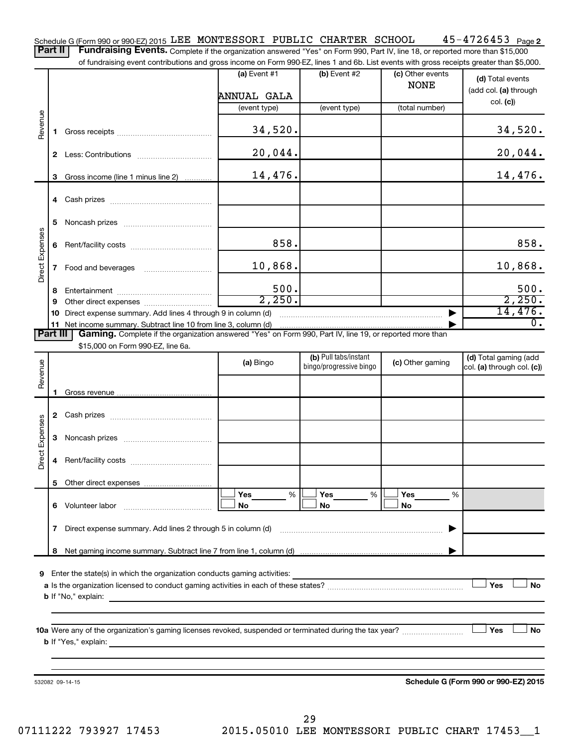Schedule G (Form 990 or 990-EZ) 2015 LEE MONTESSORI PUBLIC CHARTER SCHOOL 45-4726453 Page 2

**Part II** **Fundraising Events.** Complete if the organization answered "Yes" on Form 990, Part IV, line 18, or reported more than $15,000 of fundraising event contributions and gross income on Form 990-EZ, lines 1 and 6b. List events with gross receipts greater than $5,000.

| | | (a) Event #1<br>ANNUAL GALA<br>(event type) | (b) Event #2<br><br>(event type) | (c) Other events<br>NONE<br>(total number) | (d) Total events (add col. (a) through col. (c)) |
|---|---|---|---|---|---|
| Revenue | 1 Gross receipts | 34,520. | | | 34,520. |
| | 2 Less: Contributions | 20,044. | | | 20,044. |
| | 3 Gross income (line 1 minus line 2) | 14,476. | | | 14,476. |
| Direct Expenses | 4 Cash prizes | | | | |
| | 5 Noncash prizes | | | | |
| | 6 Rent/facility costs | 858. | | | 858. |
| | 7 Food and beverages | 10,868. | | | 10,868. |
| | 8 Entertainment | 500. | | | 500. |
| | 9 Other direct expenses | 2,250. | | | 2,250. |
| | 10 Direct expense summary. Add lines 4 through 9 in column (d) | | | ▶ | 14,476. |
| | 11 Net income summary. Subtract line 10 from line 3, column (d) | | | ▶ | 0. |

**Part III** **Gaming.** Complete if the organization answered "Yes" on Form 990, Part IV, line 19, or reported more than $15,000 on Form 990-EZ, line 6a.

| | | (a) Bingo | (b) Pull tabs/instant bingo/progressive bingo | (c) Other gaming | (d) Total gaming (add col. (a) through col. (c)) |
|---|---|---|---|---|---|
| Revenue | 1 Gross revenue | | | | |
| Direct Expenses | 2 Cash prizes | | | | |
| | 3 Noncash prizes | | | | |
| | 4 Rent/facility costs | | | | |
| | 5 Other direct expenses | | | | |
| | 6 Volunteer labor | ☐ Yes ___ %<br>☐ No | ☐ Yes ___ %<br>☐ No | ☐ Yes ___ %<br>☐ No | |
| | 7 Direct expense summary. Add lines 2 through 5 in column (d) | | | ▶ | |
| | 8 Net gaming income summary. Subtract line 7 from line 1, column (d) | | | ▶ | |

**9** Enter the state(s) in which the organization conducts gaming activities:

**a** Is the organization licensed to conduct gaming activities in each of these states? ☐ Yes ☐ No

**b** If "No," explain:

**10a** Were any of the organization's gaming licenses revoked, suspended or terminated during the tax year? ☐ Yes ☐ No

**b** If "Yes," explain:

532082 09-14-15 **Schedule G (Form 990 or 990-EZ) 2015**

07111222 793927 17453 2015.05010 LEE MONTESSORI PUBLIC CHART 17453__1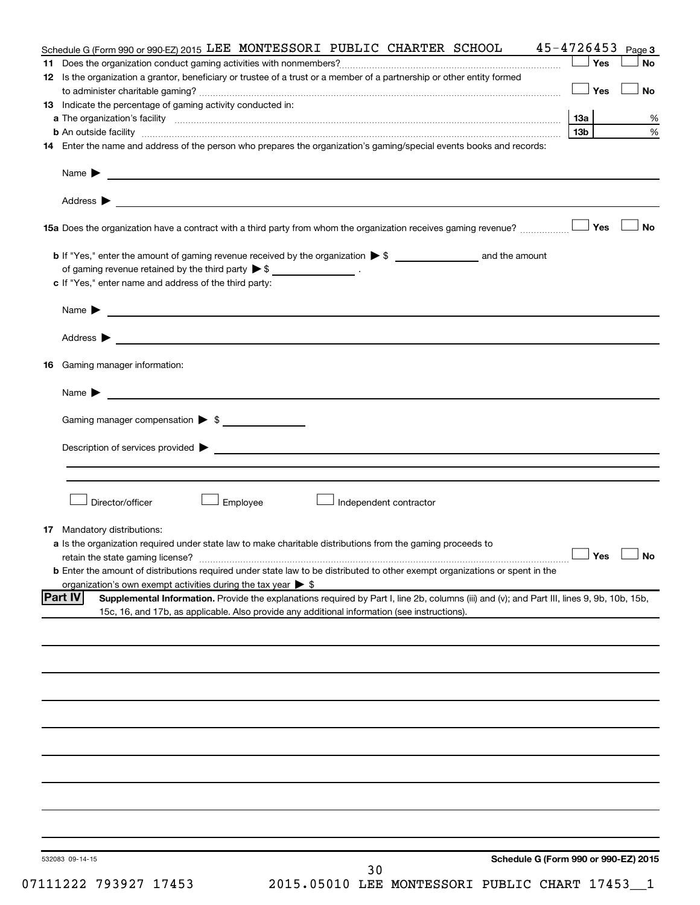Schedule G (Form 990 or 990-EZ) 2015 LEE MONTESSORI PUBLIC CHARTER SCHOOL 45-4726453 Page 3

**11** Does the organization conduct gaming activities with nonmembers? ☐ Yes ☐ No

**12** Is the organization a grantor, beneficiary or trustee of a trust or a member of a partnership or other entity formed to administer charitable gaming? ☐ Yes ☐ No

**13** Indicate the percentage of gaming activity conducted in:

**a** The organization's facility **13a** %

**b** An outside facility **13b** %

**14** Enter the name and address of the person who prepares the organization's gaming/special events books and records:

Name ▶

Address ▶

**15a** Does the organization have a contract with a third party from whom the organization receives gaming revenue? ☐ Yes ☐ No

**b** If "Yes," enter the amount of gaming revenue received by the organization ▶ $ ______ and the amount of gaming revenue retained by the third party ▶ $ ______ .

**c** If "Yes," enter name and address of the third party:

Name ▶

Address ▶

**16** Gaming manager information:

Name ▶

Gaming manager compensation ▶ $

Description of services provided ▶

☐ Director/officer ☐ Employee ☐ Independent contractor

**17** Mandatory distributions:

**a** Is the organization required under state law to make charitable distributions from the gaming proceeds to retain the state gaming license? ☐ Yes ☐ No

**b** Enter the amount of distributions required under state law to be distributed to other exempt organizations or spent in the organization's own exempt activities during the tax year ▶ $

## Part IV Supplemental Information.

Provide the explanations required by Part I, line 2b, columns (iii) and (v); and Part III, lines 9, 9b, 10b, 15b, 15c, 16, and 17b, as applicable. Also provide any additional information (see instructions).

532083 09-14-15

**Schedule G (Form 990 or 990-EZ) 2015**

07111222 793927 17453 2015.05010 LEE MONTESSORI PUBLIC CHART 17453__1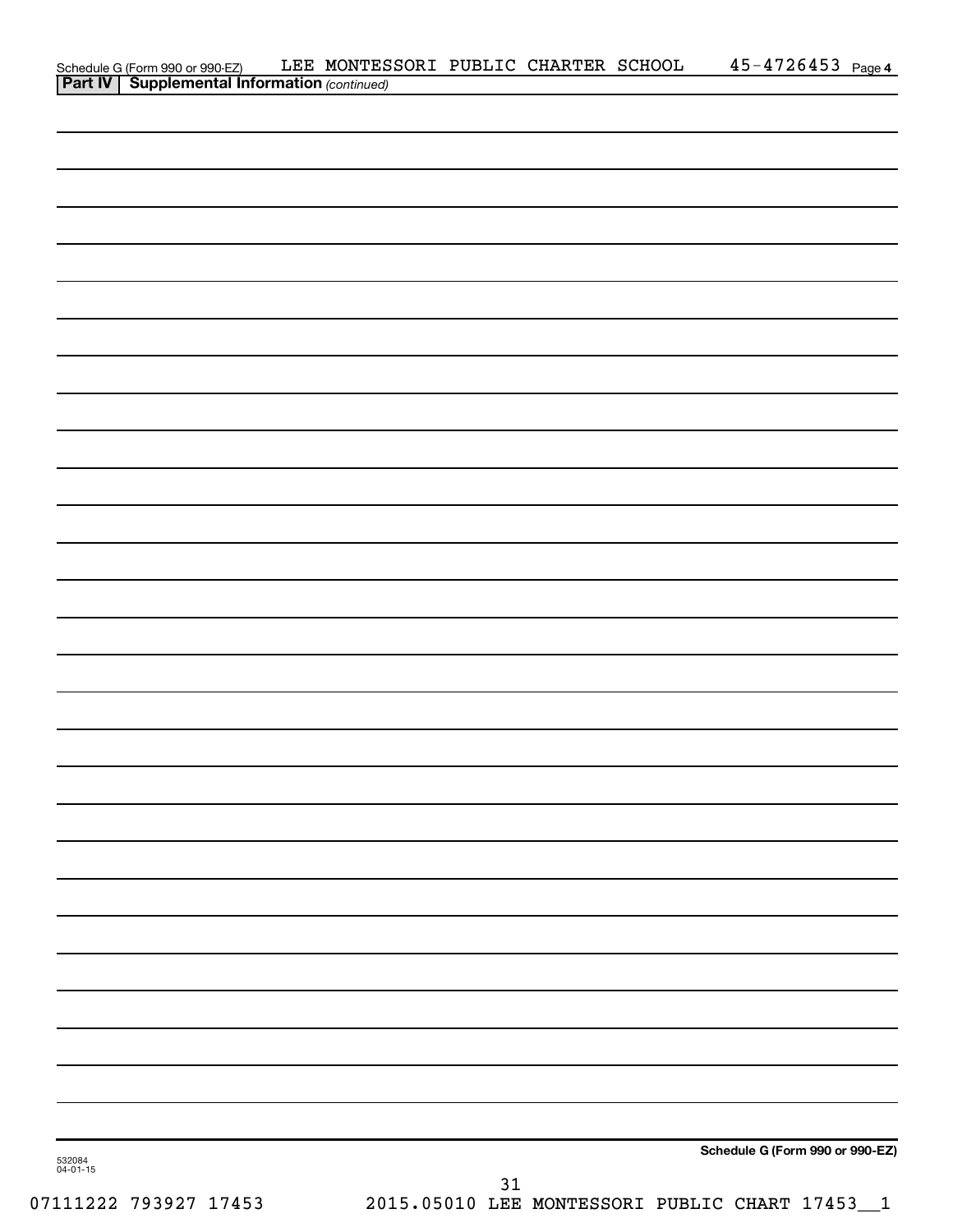Schedule G (Form 990 or 990-EZ) LEE MONTESSORI PUBLIC CHARTER SCHOOL 45-4726453 Page 4

**Part IV | Supplemental Information** *(continued)*

**Schedule G (Form 990 or 990-EZ)**

532084
04-01-15

07111222 793927 17453 2015.05010 LEE MONTESSORI PUBLIC CHART 17453__1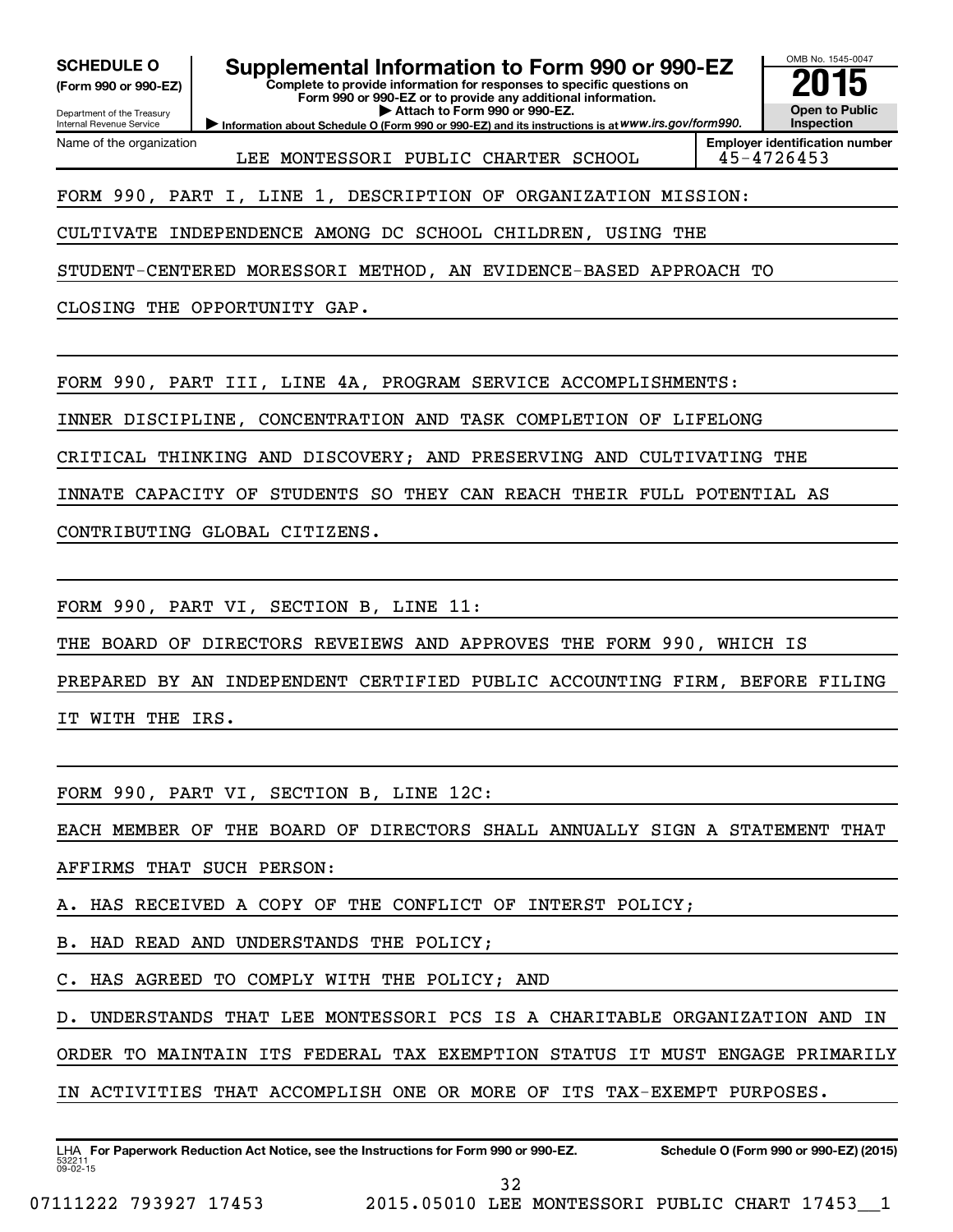**SCHEDULE O**
**(Form 990 or 990-EZ)**

Department of the Treasury
Internal Revenue Service

# Supplemental Information to Form 990 or 990-EZ

**Complete to provide information for responses to specific questions on Form 990 or 990-EZ or to provide any additional information.**
**▶ Attach to Form 990 or 990-EZ.**
**▶ Information about Schedule O (Form 990 or 990-EZ) and its instructions is at *www.irs.gov/form990.***

OMB No. 1545-0047
**2015**
**Open to Public Inspection**

| Name of the organization | Employer identification number |
|---|---|
| LEE MONTESSORI PUBLIC CHARTER SCHOOL | 45-4726453 |

FORM 990, PART I, LINE 1, DESCRIPTION OF ORGANIZATION MISSION:
CULTIVATE INDEPENDENCE AMONG DC SCHOOL CHILDREN, USING THE STUDENT-CENTERED MORESSORI METHOD, AN EVIDENCE-BASED APPROACH TO CLOSING THE OPPORTUNITY GAP.

FORM 990, PART III, LINE 4A, PROGRAM SERVICE ACCOMPLISHMENTS:
INNER DISCIPLINE, CONCENTRATION AND TASK COMPLETION OF LIFELONG CRITICAL THINKING AND DISCOVERY; AND PRESERVING AND CULTIVATING THE INNATE CAPACITY OF STUDENTS SO THEY CAN REACH THEIR FULL POTENTIAL AS CONTRIBUTING GLOBAL CITIZENS.

FORM 990, PART VI, SECTION B, LINE 11:
THE BOARD OF DIRECTORS REVEIEWS AND APPROVES THE FORM 990, WHICH IS PREPARED BY AN INDEPENDENT CERTIFIED PUBLIC ACCOUNTING FIRM, BEFORE FILING IT WITH THE IRS.

FORM 990, PART VI, SECTION B, LINE 12C:
EACH MEMBER OF THE BOARD OF DIRECTORS SHALL ANNUALLY SIGN A STATEMENT THAT AFFIRMS THAT SUCH PERSON:
A. HAS RECEIVED A COPY OF THE CONFLICT OF INTERST POLICY;
B. HAD READ AND UNDERSTANDS THE POLICY;
C. HAS AGREED TO COMPLY WITH THE POLICY; AND
D. UNDERSTANDS THAT LEE MONTESSORI PCS IS A CHARITABLE ORGANIZATION AND IN ORDER TO MAINTAIN ITS FEDERAL TAX EXEMPTION STATUS IT MUST ENGAGE PRIMARILY IN ACTIVITIES THAT ACCOMPLISH ONE OR MORE OF ITS TAX-EXEMPT PURPOSES.

LHA **For Paperwork Reduction Act Notice, see the Instructions for Form 990 or 990-EZ.** **Schedule O (Form 990 or 990-EZ) (2015)**
532211 09-02-15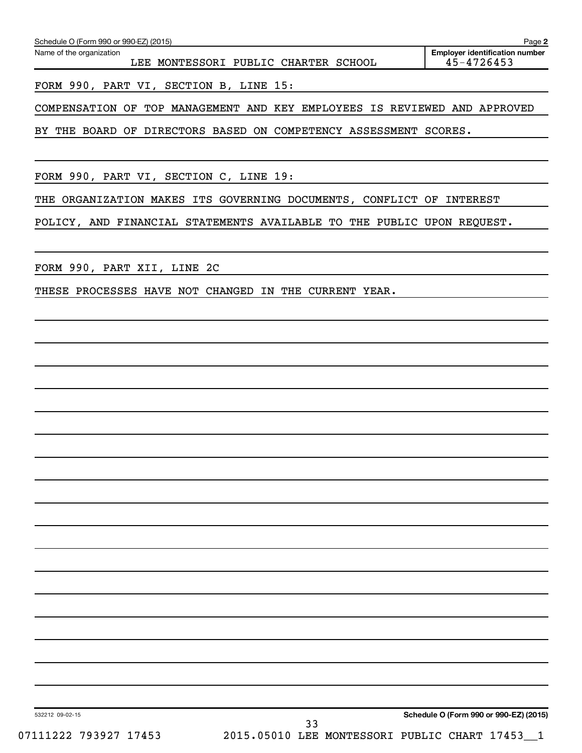Name of the organization: LEE MONTESSORI PUBLIC CHARTER SCHOOL

Employer identification number: 45-4726453

FORM 990, PART VI, SECTION B, LINE 15:

COMPENSATION OF TOP MANAGEMENT AND KEY EMPLOYEES IS REVIEWED AND APPROVED BY THE BOARD OF DIRECTORS BASED ON COMPETENCY ASSESSMENT SCORES.

FORM 990, PART VI, SECTION C, LINE 19:

THE ORGANIZATION MAKES ITS GOVERNING DOCUMENTS, CONFLICT OF INTEREST POLICY, AND FINANCIAL STATEMENTS AVAILABLE TO THE PUBLIC UPON REQUEST.

FORM 990, PART XII, LINE 2C

THESE PROCESSES HAVE NOT CHANGED IN THE CURRENT YEAR.